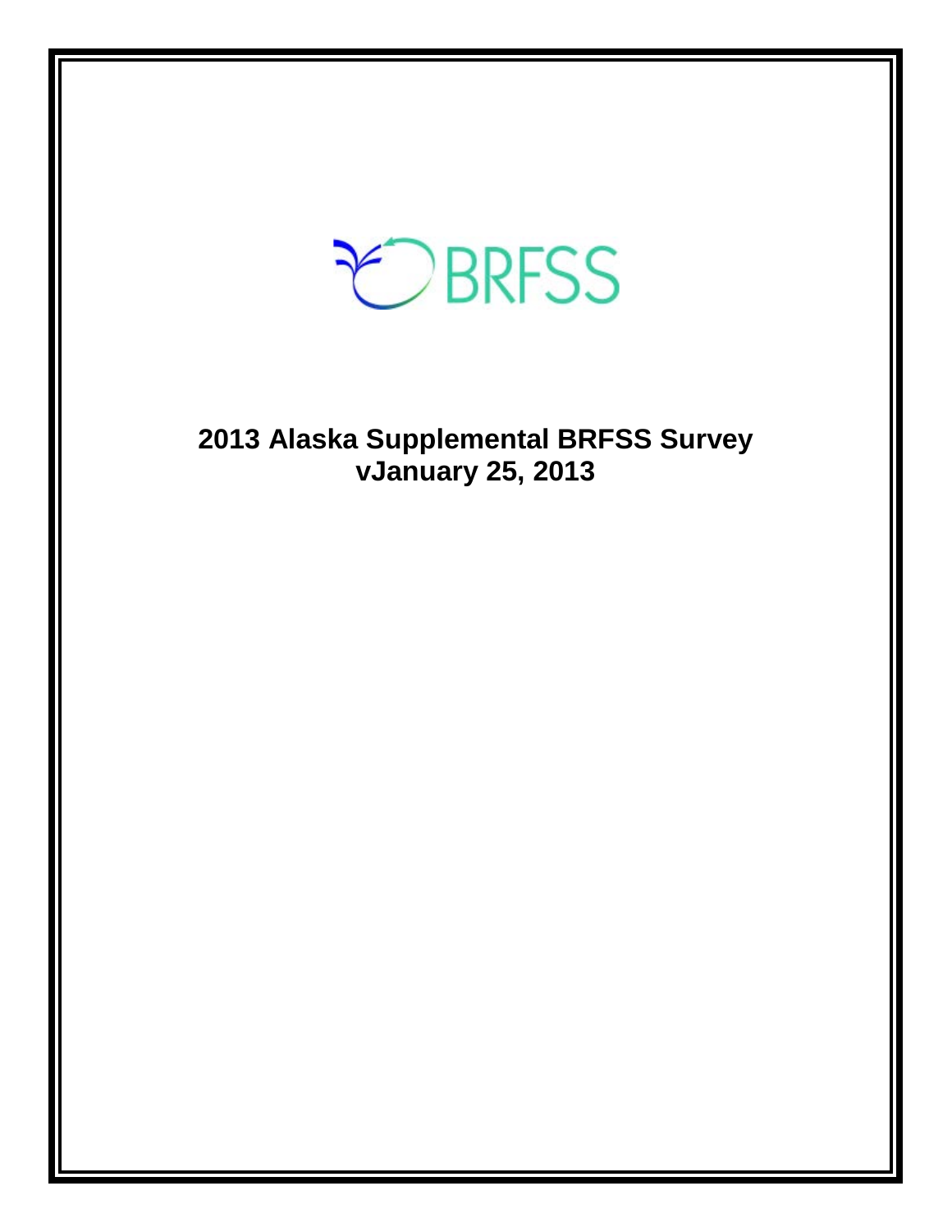BRFSS

# 2013 Alaska Supplemental BRFSS Survey
## vJanuary 25, 2013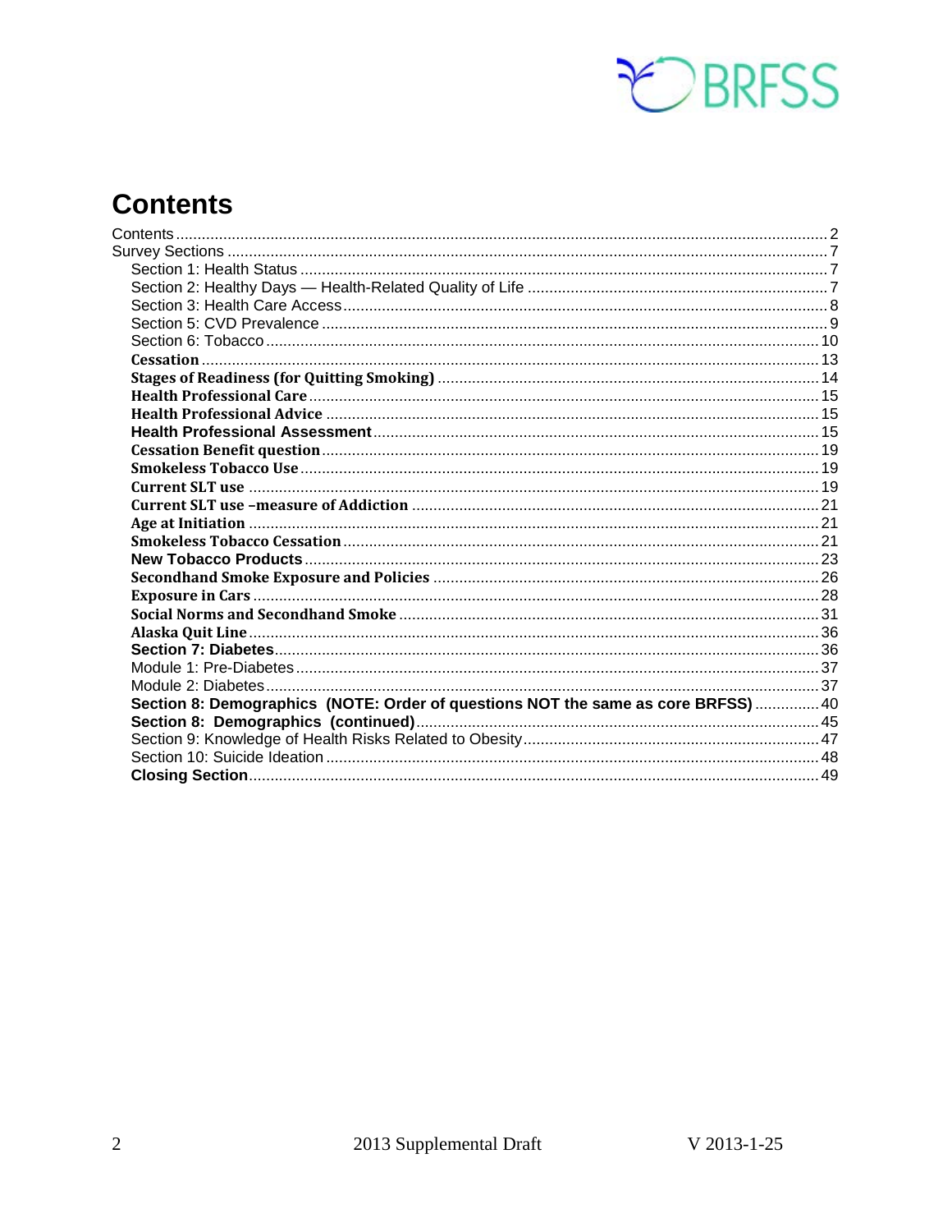# Contents

- Contents ... 2
- Survey Sections ... 7
  - Section 1: Health Status ... 7
  - Section 2: Healthy Days — Health-Related Quality of Life ... 7
  - Section 3: Health Care Access ... 8
  - Section 5: CVD Prevalence ... 9
  - Section 6: Tobacco ... 10
  - **Cessation** ... 13
  - **Stages of Readiness (for Quitting Smoking)** ... 14
  - **Health Professional Care** ... 15
  - **Health Professional Advice** ... 15
  - **Health Professional Assessment** ... 15
  - **Cessation Benefit question** ... 19
  - **Smokeless Tobacco Use** ... 19
  - **Current SLT use** ... 19
  - **Current SLT use –measure of Addiction** ... 21
  - **Age at Initiation** ... 21
  - **Smokeless Tobacco Cessation** ... 21
  - **New Tobacco Products** ... 23
  - **Secondhand Smoke Exposure and Policies** ... 26
  - **Exposure in Cars** ... 28
  - **Social Norms and Secondhand Smoke** ... 31
  - **Alaska Quit Line** ... 36
  - **Section 7: Diabetes** ... 36
  - Module 1: Pre-Diabetes ... 37
  - Module 2: Diabetes ... 37
  - **Section 8: Demographics (NOTE: Order of questions NOT the same as core BRFSS)** ... 40
  - **Section 8: Demographics (continued)** ... 45
  - Section 9: Knowledge of Health Risks Related to Obesity ... 47
  - Section 10: Suicide Ideation ... 48
  - **Closing Section** ... 49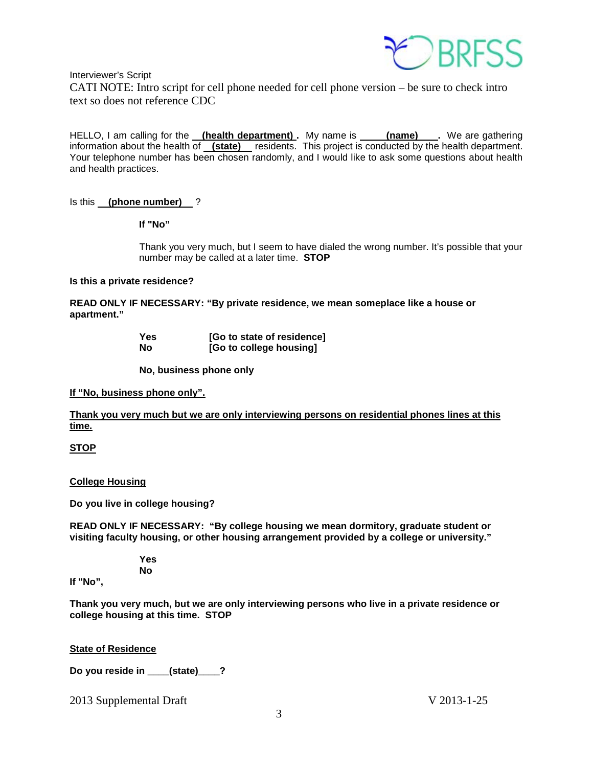Interviewer's Script

CATI NOTE: Intro script for cell phone needed for cell phone version – be sure to check intro text so does not reference CDC

HELLO, I am calling for the **(health department)**. My name is **(name)**. We are gathering information about the health of **(state)** residents. This project is conducted by the health department. Your telephone number has been chosen randomly, and I would like to ask some questions about health and health practices.

Is this **(phone number)** ?

**If "No"**

Thank you very much, but I seem to have dialed the wrong number. It's possible that your number may be called at a later time. **STOP**

**Is this a private residence?**

**READ ONLY IF NECESSARY: "By private residence, we mean someplace like a house or apartment."**

**Yes [Go to state of residence]**
**No [Go to college housing]**

**No, business phone only**

**If "No, business phone only".**

**Thank you very much but we are only interviewing persons on residential phones lines at this time.**

**STOP**

**College Housing**

**Do you live in college housing?**

**READ ONLY IF NECESSARY: "By college housing we mean dormitory, graduate student or visiting faculty housing, or other housing arrangement provided by a college or university."**

**Yes**
**No**

**If "No",**

**Thank you very much, but we are only interviewing persons who live in a private residence or college housing at this time. STOP**

**State of Residence**

**Do you reside in ____(state)____?**

2013 Supplemental Draft V 2013-1-25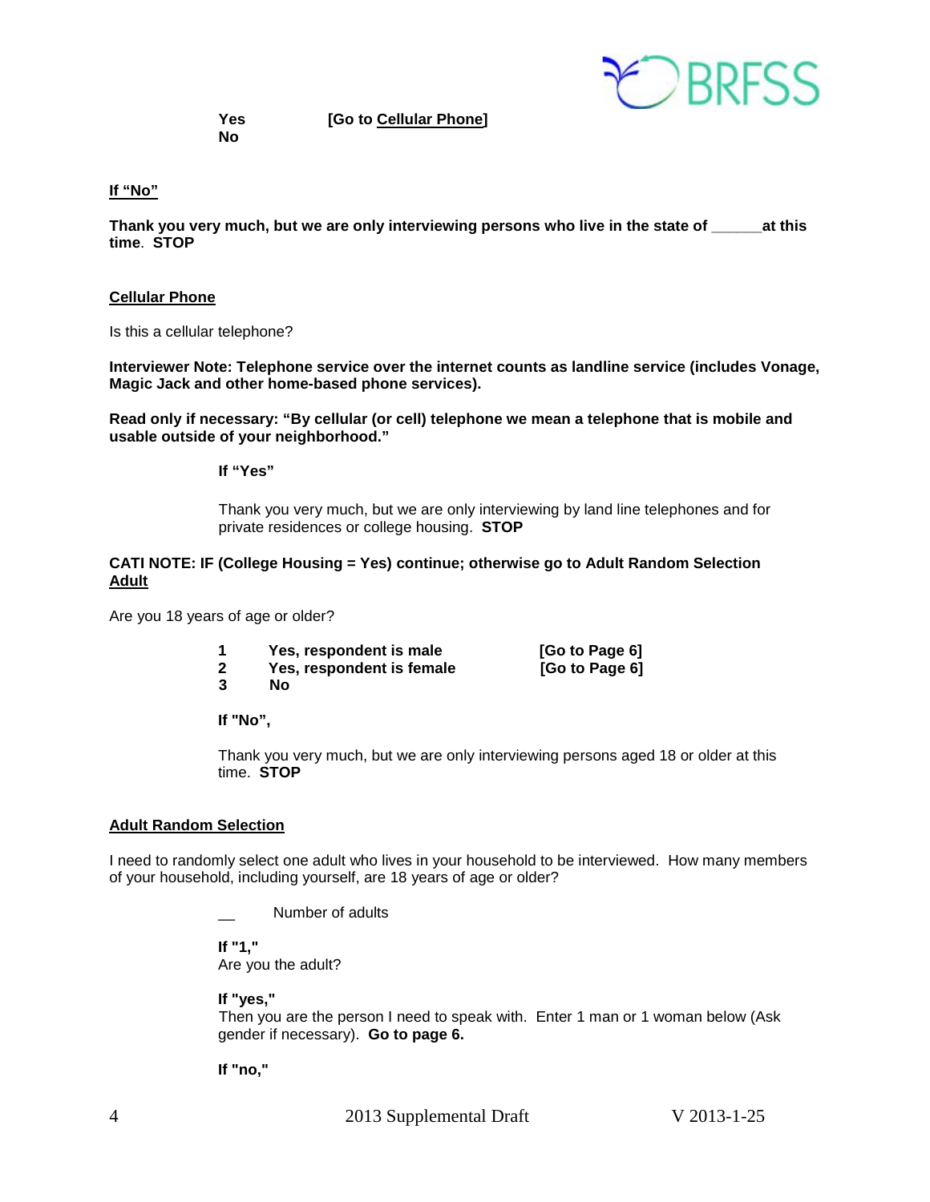**Yes** **[Go to Cellular Phone]**
**No**

**If "No"**

**Thank you very much, but we are only interviewing persons who live in the state of ______at this time**. **STOP**

**Cellular Phone**

Is this a cellular telephone?

**Interviewer Note: Telephone service over the internet counts as landline service (includes Vonage, Magic Jack and other home-based phone services).**

**Read only if necessary: "By cellular (or cell) telephone we mean a telephone that is mobile and usable outside of your neighborhood."**

**If "Yes"**

Thank you very much, but we are only interviewing by land line telephones and for private residences or college housing. **STOP**

**CATI NOTE: IF (College Housing = Yes) continue; otherwise go to Adult Random Selection**

**Adult**

Are you 18 years of age or older?

**1** **Yes, respondent is male** **[Go to Page 6]**
**2** **Yes, respondent is female** **[Go to Page 6]**
**3** **No**

**If "No",**

Thank you very much, but we are only interviewing persons aged 18 or older at this time. **STOP**

**Adult Random Selection**

I need to randomly select one adult who lives in your household to be interviewed. How many members of your household, including yourself, are 18 years of age or older?

__ Number of adults

**If "1,"**
Are you the adult?

**If "yes,"**
Then you are the person I need to speak with. Enter 1 man or 1 woman below (Ask gender if necessary). **Go to page 6.**

**If "no,"**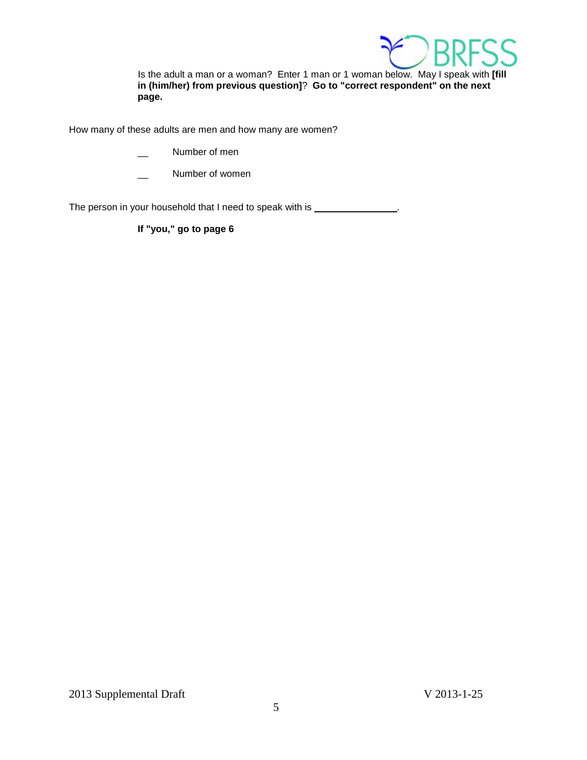Is the adult a man or a woman? Enter 1 man or 1 woman below. May I speak with **[fill in (him/her) from previous question]**? **Go to "correct respondent" on the next page.**

How many of these adults are men and how many are women?

__ Number of men

__ Number of women

The person in your household that I need to speak with is ________________.

**If "you," go to page 6**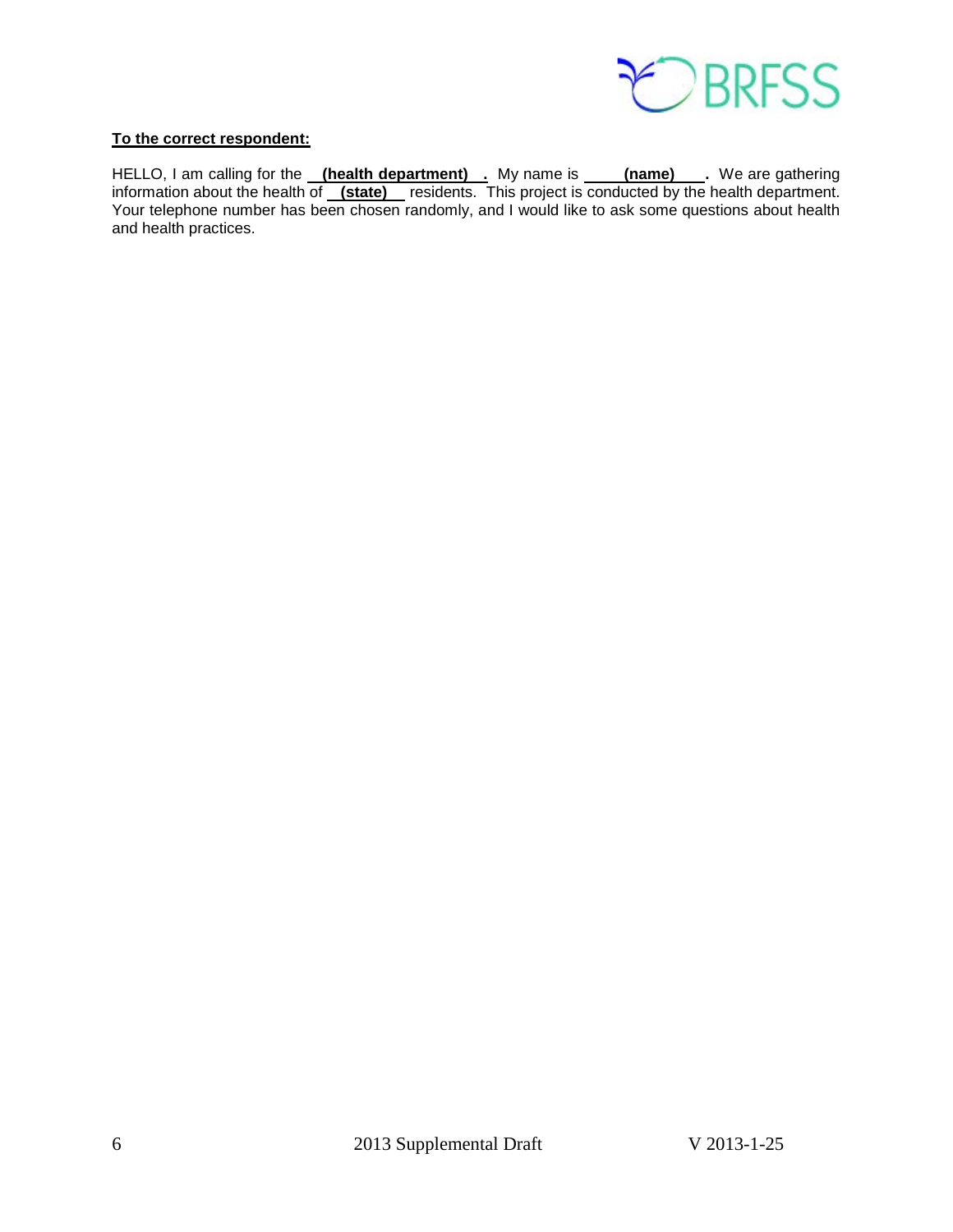**To the correct respondent:**

HELLO, I am calling for the **(health department)**. My name is **(name)**. We are gathering information about the health of **(state)** residents. This project is conducted by the health department. Your telephone number has been chosen randomly, and I would like to ask some questions about health and health practices.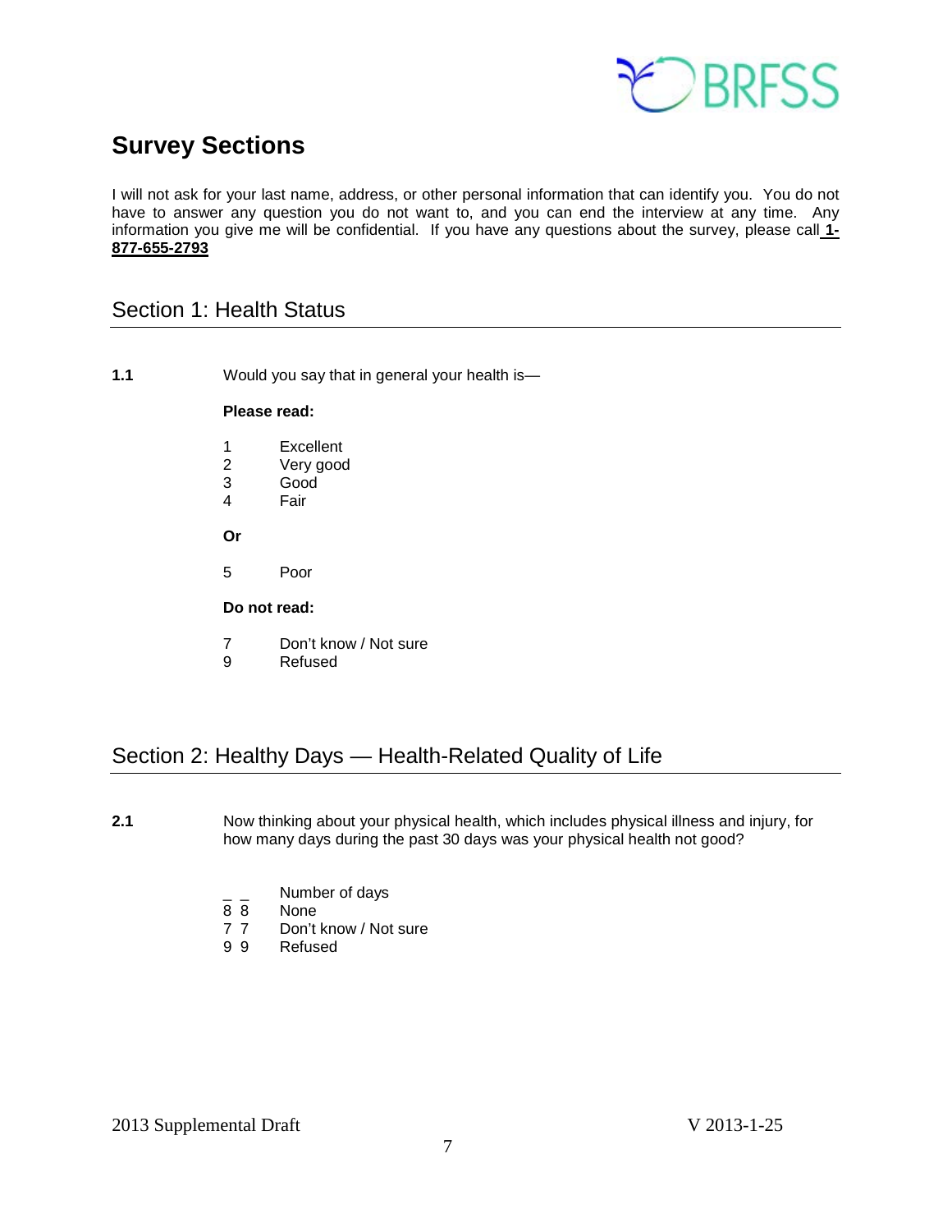# Survey Sections

I will not ask for your last name, address, or other personal information that can identify you. You do not have to answer any question you do not want to, and you can end the interview at any time. Any information you give me will be confidential. If you have any questions about the survey, please call **1-877-655-2793**

## Section 1: Health Status

**1.1** Would you say that in general your health is—

**Please read:**

1 Excellent
2 Very good
3 Good
4 Fair

**Or**

5 Poor

**Do not read:**

7 Don't know / Not sure
9 Refused

## Section 2: Healthy Days — Health-Related Quality of Life

**2.1** Now thinking about your physical health, which includes physical illness and injury, for how many days during the past 30 days was your physical health not good?

_ _ Number of days
8 8 None
7 7 Don't know / Not sure
9 9 Refused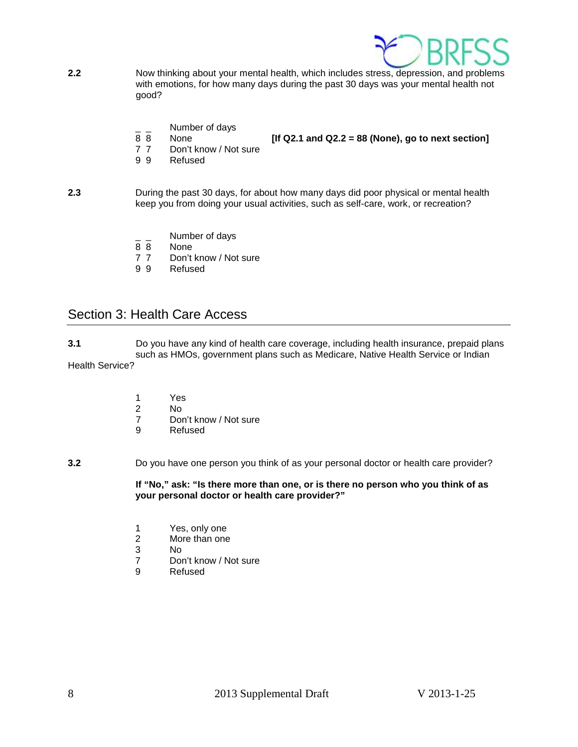**2.2** Now thinking about your mental health, which includes stress, depression, and problems with emotions, for how many days during the past 30 days was your mental health not good?

_ _ Number of days
8 8 None **[If Q2.1 and Q2.2 = 88 (None), go to next section]**
7 7 Don't know / Not sure
9 9 Refused

**2.3** During the past 30 days, for about how many days did poor physical or mental health keep you from doing your usual activities, such as self-care, work, or recreation?

_ _ Number of days
8 8 None
7 7 Don't know / Not sure
9 9 Refused

## Section 3: Health Care Access

**3.1** Do you have any kind of health care coverage, including health insurance, prepaid plans such as HMOs, government plans such as Medicare, Native Health Service or Indian Health Service?

1 Yes
2 No
7 Don't know / Not sure
9 Refused

**3.2** Do you have one person you think of as your personal doctor or health care provider?

**If "No," ask: "Is there more than one, or is there no person who you think of as your personal doctor or health care provider?"**

1 Yes, only one
2 More than one
3 No
7 Don't know / Not sure
9 Refused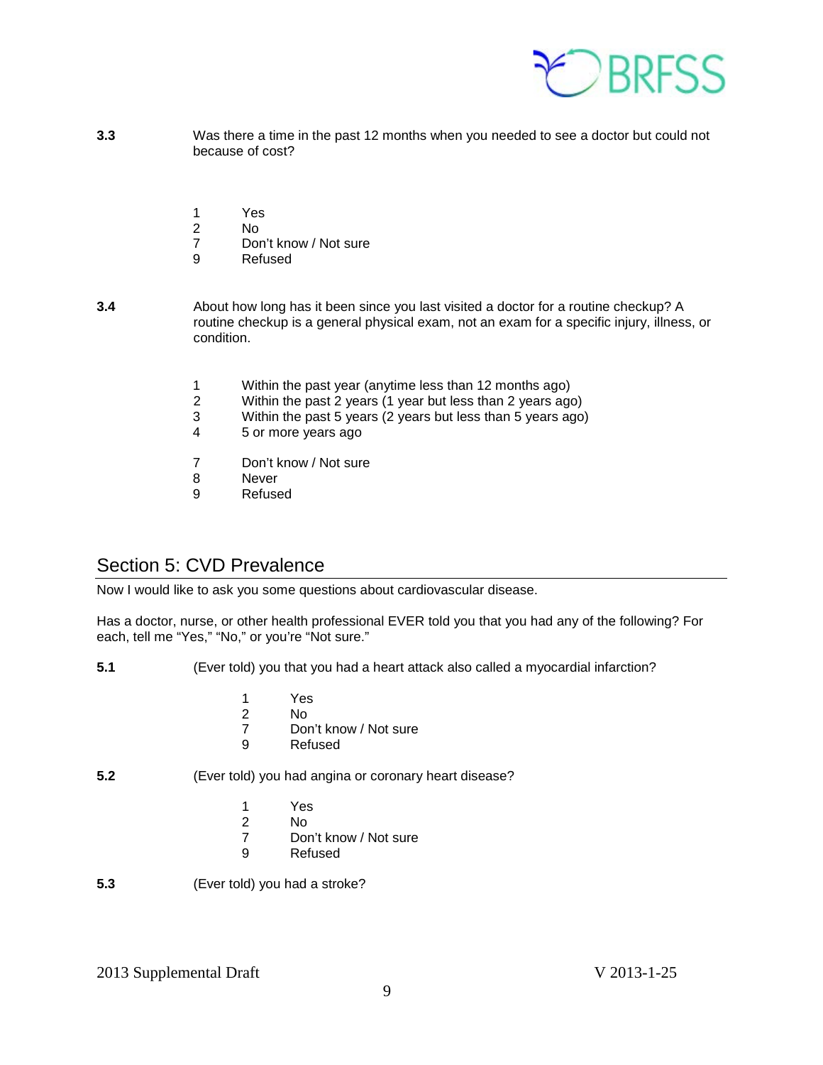**3.3** Was there a time in the past 12 months when you needed to see a doctor but could not because of cost?

1 Yes
2 No
7 Don't know / Not sure
9 Refused

**3.4** About how long has it been since you last visited a doctor for a routine checkup? A routine checkup is a general physical exam, not an exam for a specific injury, illness, or condition.

1 Within the past year (anytime less than 12 months ago)
2 Within the past 2 years (1 year but less than 2 years ago)
3 Within the past 5 years (2 years but less than 5 years ago)
4 5 or more years ago

7 Don't know / Not sure
8 Never
9 Refused

## Section 5: CVD Prevalence

Now I would like to ask you some questions about cardiovascular disease.

Has a doctor, nurse, or other health professional EVER told you that you had any of the following? For each, tell me "Yes," "No," or you're "Not sure."

**5.1** (Ever told) you that you had a heart attack also called a myocardial infarction?

1 Yes
2 No
7 Don't know / Not sure
9 Refused

**5.2** (Ever told) you had angina or coronary heart disease?

1 Yes
2 No
7 Don't know / Not sure
9 Refused

**5.3** (Ever told) you had a stroke?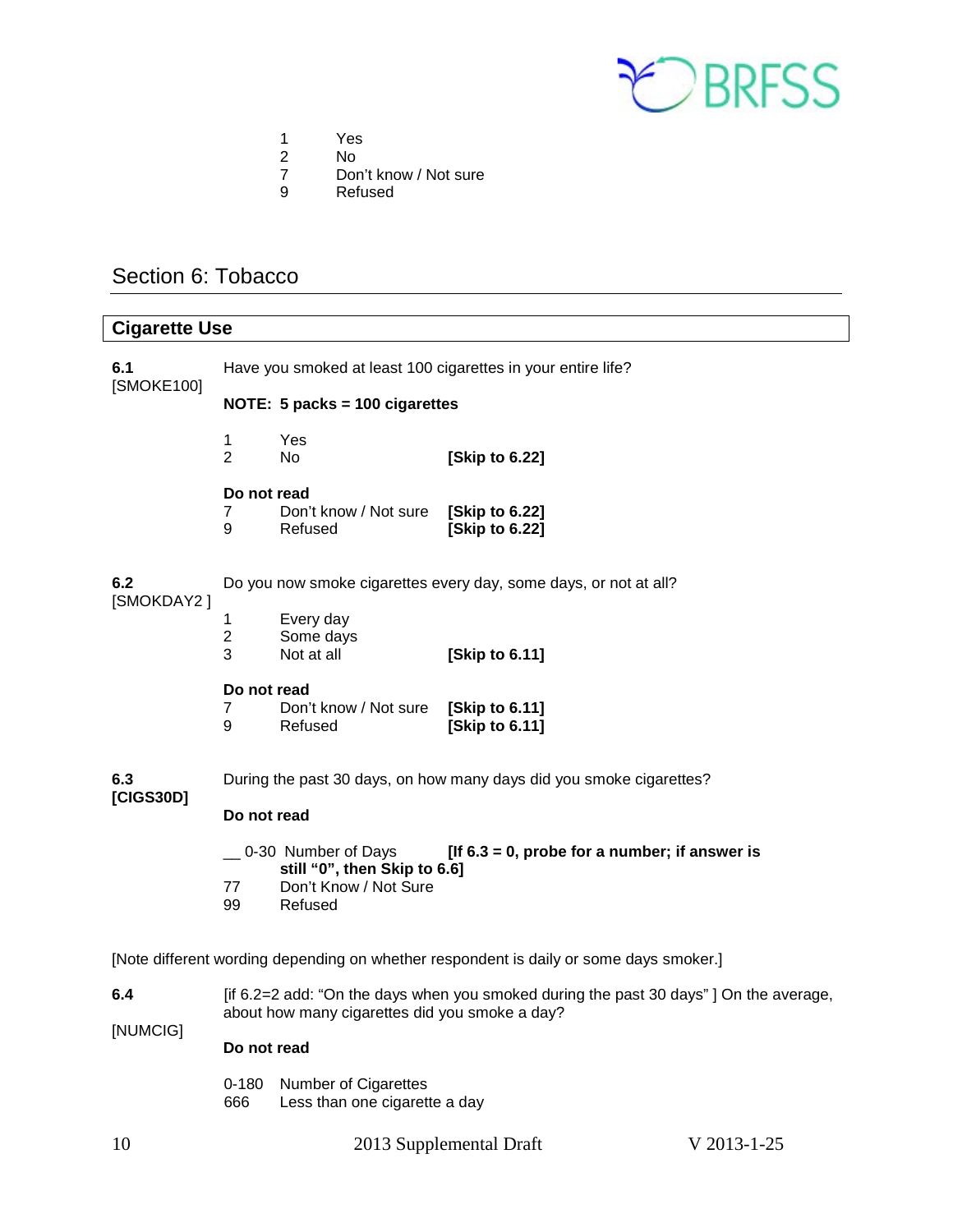1 Yes
2 No
7 Don't know / Not sure
9 Refused

## Section 6: Tobacco

### Cigarette Use

**6.1** [SMOKE100]

Have you smoked at least 100 cigarettes in your entire life?

**NOTE: 5 packs = 100 cigarettes**

1 Yes
2 No **[Skip to 6.22]**

**Do not read**

7 Don't know / Not sure **[Skip to 6.22]**
9 Refused **[Skip to 6.22]**

**6.2** [SMOKDAY2 ]

Do you now smoke cigarettes every day, some days, or not at all?

1 Every day
2 Some days
3 Not at all **[Skip to 6.11]**

**Do not read**

7 Don't Know / Not sure **[Skip to 6.11]**
9 Refused **[Skip to 6.11]**

**6.3** **[CIGS30D]**

During the past 30 days, on how many days did you smoke cigarettes?

**Do not read**

__ 0-30 Number of Days **[If 6.3 = 0, probe for a number; if answer is still "0", then Skip to 6.6]**
77 Don't Know / Not Sure
99 Refused

[Note different wording depending on whether respondent is daily or some days smoker.]

**6.4** [NUMCIG]

[if 6.2=2 add: "On the days when you smoked during the past 30 days" ] On the average, about how many cigarettes did you smoke a day?

**Do not read**

0-180 Number of Cigarettes
666 Less than one cigarette a day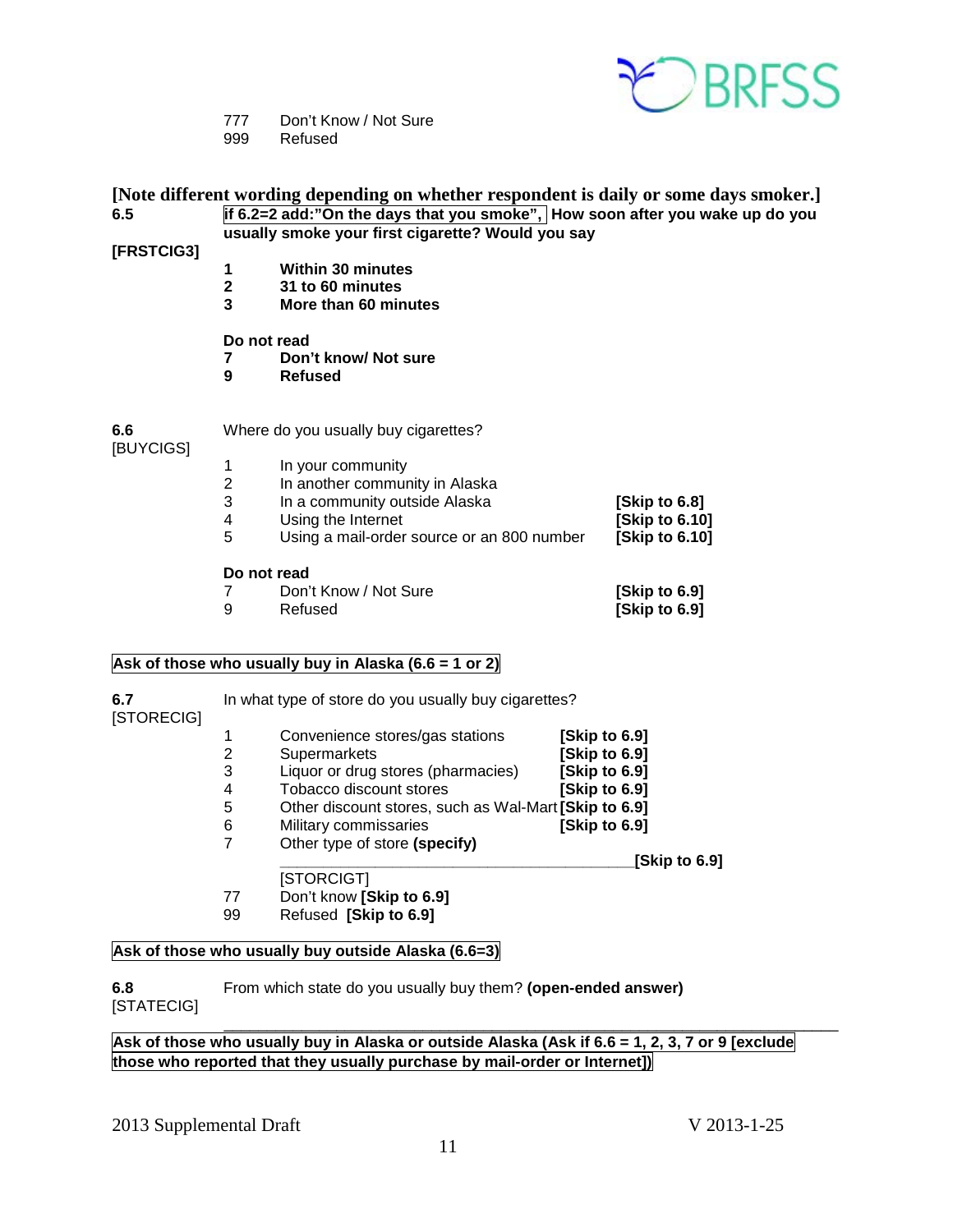777 Don't Know / Not Sure
999 Refused

**[Note different wording depending on whether respondent is daily or some days smoker.]**

**6.5** **if 6.2=2 add:"On the days that you smoke", How soon after you wake up do you usually smoke your first cigarette? Would you say**

**[FRSTCIG3]**

**1 Within 30 minutes**
**2 31 to 60 minutes**
**3 More than 60 minutes**

**Do not read**
**7 Don't know/ Not sure**
**9 Refused**

**6.6** Where do you usually buy cigarettes?
[BUYCIGS]

| | | |
|---|---|---|
| 1 | In your community | |
| 2 | In another community in Alaska | |
| 3 | In a community outside Alaska | **[Skip to 6.8]** |
| 4 | Using the Internet | **[Skip to 6.10]** |
| 5 | Using a mail-order source or an 800 number | **[Skip to 6.10]** |
| **Do not read** | | |
| 7 | Don't Know / Not Sure | **[Skip to 6.9]** |
| 9 | Refused | **[Skip to 6.9]** |

**Ask of those who usually buy in Alaska (6.6 = 1 or 2)**

**6.7** In what type of store do you usually buy cigarettes?
[STORECIG]

| | | |
|---|---|---|
| 1 | Convenience stores/gas stations | **[Skip to 6.9]** |
| 2 | Supermarkets | **[Skip to 6.9]** |
| 3 | Liquor or drug stores (pharmacies) | **[Skip to 6.9]** |
| 4 | Tobacco discount stores | **[Skip to 6.9]** |
| 5 | Other discount stores, such as Wal-Mart | **[Skip to 6.9]** |
| 6 | Military commissaries | **[Skip to 6.9]** |
| 7 | Other type of store **(specify)** ________________ [STORCIGT] | **[Skip to 6.9]** |
| 77 | Don't know **[Skip to 6.9]** | |
| 99 | Refused **[Skip to 6.9]** | |

**Ask of those who usually buy outside Alaska (6.6=3)**

**6.8** From which state do you usually buy them? **(open-ended answer)**
[STATECIG]

________________________________________

**Ask of those who usually buy in Alaska or outside Alaska (Ask if 6.6 = 1, 2, 3, 7 or 9 [exclude those who reported that they usually purchase by mail-order or Internet])**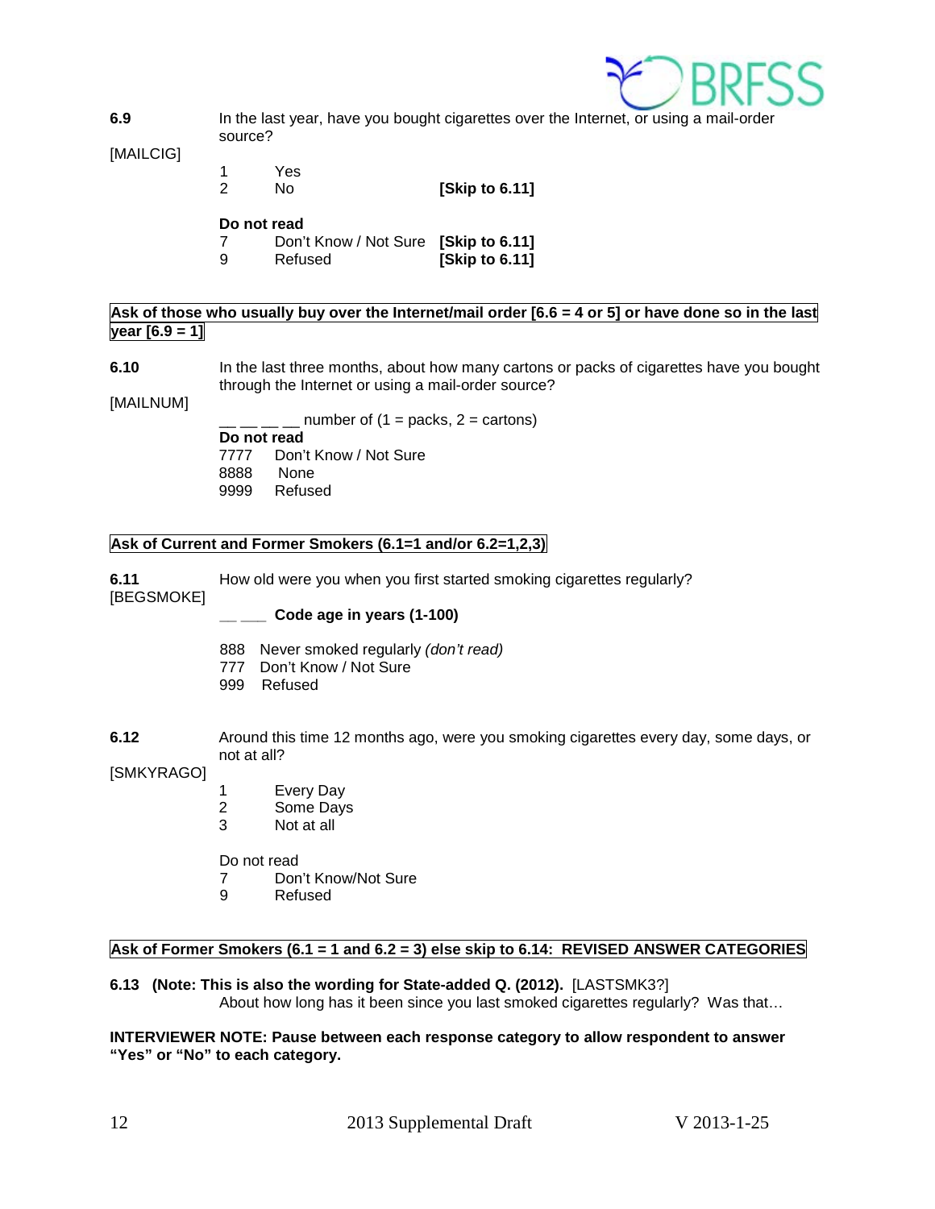**6.9** In the last year, have you bought cigarettes over the Internet, or using a mail-order source?

[MAILCIG]

1 Yes
2 No **[Skip to 6.11]**

**Do not read**
7 Don't Know / Not Sure **[Skip to 6.11]**
9 Refused **[Skip to 6.11]**

**Ask of those who usually buy over the Internet/mail order [6.6 = 4 or 5] or have done so in the last year [6.9 = 1]**

**6.10** In the last three months, about how many cartons or packs of cigarettes have you bought through the Internet or using a mail-order source?

[MAILNUM]

__ __ __ __ number of (1 = packs, 2 = cartons)

**Do not read**
7777 Don't Know / Not Sure
8888 None
9999 Refused

**Ask of Current and Former Smokers (6.1=1 and/or 6.2=1,2,3)**

**6.11** How old were you when you first started smoking cigarettes regularly?

[BEGSMOKE]

__ ___ **Code age in years (1-100)**

888 Never smoked regularly *(don't read)*
777 Don't Know / Not Sure
999 Refused

**6.12** Around this time 12 months ago, were you smoking cigarettes every day, some days, or not at all?

[SMKYRAGO]

1 Every Day
2 Some Days
3 Not at all

Do not read
7 Don't Know/Not Sure
9 Refused

**Ask of Former Smokers (6.1 = 1 and 6.2 = 3) else skip to 6.14: REVISED ANSWER CATEGORIES**

**6.13 (Note: This is also the wording for State-added Q. (2012).** [LASTSMK3?]
About how long has it been since you last smoked cigarettes regularly? Was that…

**INTERVIEWER NOTE: Pause between each response category to allow respondent to answer "Yes" or "No" to each category.**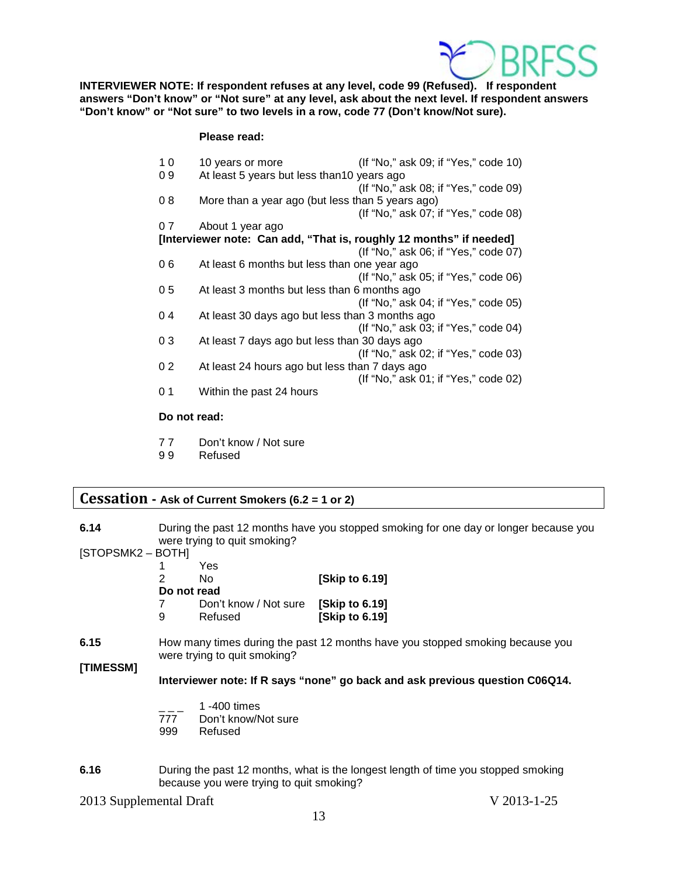**INTERVIEWER NOTE: If respondent refuses at any level, code 99 (Refused). If respondent answers "Don't know" or "Not sure" at any level, ask about the next level. If respondent answers "Don't know" or "Not sure" to two levels in a row, code 77 (Don't know/Not sure).**

**Please read:**

| Code | Response | Instruction |
|---|---|---|
| 1 0 | 10 years or more | (If "No," ask 09; if "Yes," code 10) |
| 0 9 | At least 5 years but less than10 years ago | (If "No," ask 08; if "Yes," code 09) |
| 0 8 | More than a year ago (but less than 5 years ago) | (If "No," ask 07; if "Yes," code 08) |
| 0 7 | About 1 year ago **[Interviewer note: Can add, "That is, roughly 12 months" if needed]** | (If "No," ask 06; if "Yes," code 07) |
| 0 6 | At least 6 months but less than one year ago | (If "No," ask 05; if "Yes," code 06) |
| 0 5 | At least 3 months but less than 6 months ago | (If "No," ask 04; if "Yes," code 05) |
| 0 4 | At least 30 days ago but less than 3 months ago | (If "No," ask 03; if "Yes," code 04) |
| 0 3 | At least 7 days ago but less than 30 days ago | (If "No," ask 02; if "Yes," code 03) |
| 0 2 | At least 24 hours ago but less than 7 days ago | (If "No," ask 01; if "Yes," code 02) |
| 0 1 | Within the past 24 hours | |

**Do not read:**

7 7 Don't know / Not sure
9 9 Refused

## Cessation - Ask of Current Smokers (6.2 = 1 or 2)

**6.14** During the past 12 months have you stopped smoking for one day or longer because you were trying to quit smoking?

[STOPSMK2 – BOTH]

1 Yes
2 No **[Skip to 6.19]**

**Do not read**

7 Don't know / Not sure **[Skip to 6.19]**
9 Refused **[Skip to 6.19]**

**6.15** How many times during the past 12 months have you stopped smoking because you were trying to quit smoking?

**[TIMESSM]**

**Interviewer note: If R says "none" go back and ask previous question C06Q14.**

_ _ _ 1 -400 times
777 Don't know/Not sure
999 Refused

**6.16** During the past 12 months, what is the longest length of time you stopped smoking because you were trying to quit smoking?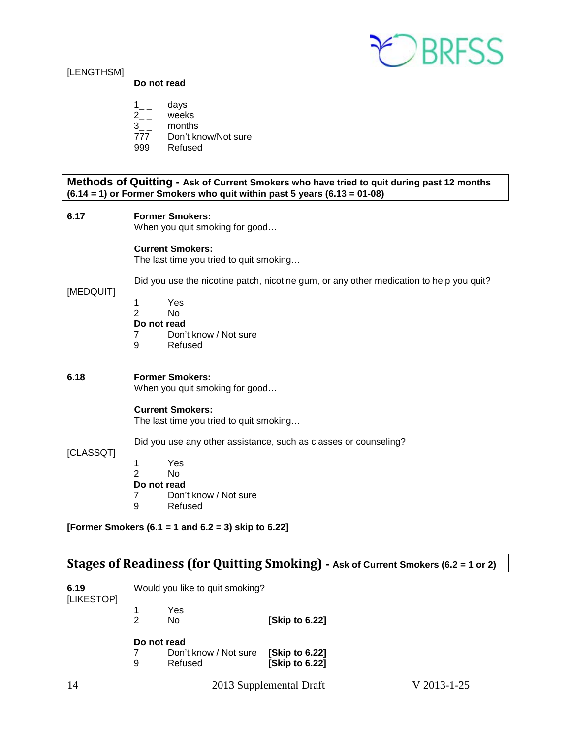[LENGTHSM]

**Do not read**

1_ _ days
2_ _ weeks
3_ _ months
777 Don't know/Not sure
999 Refused

## Methods of Quitting - Ask of Current Smokers who have tried to quit during past 12 months (6.14 = 1) or Former Smokers who quit within past 5 years (6.13 = 01-08)

**6.17** **Former Smokers:**
When you quit smoking for good…

**Current Smokers:**
The last time you tried to quit smoking…

[MEDQUIT] Did you use the nicotine patch, nicotine gum, or any other medication to help you quit?

1 Yes
2 No
**Do not read**
7 Don't know / Not sure
9 Refused

**6.18** **Former Smokers:**
When you quit smoking for good…

**Current Smokers:**
The last time you tried to quit smoking…

[CLASSQT] Did you use any other assistance, such as classes or counseling?

1 Yes
2 No
**Do not read**
7 Don't know / Not sure
9 Refused

**[Former Smokers (6.1 = 1 and 6.2 = 3) skip to 6.22]**

## Stages of Readiness (for Quitting Smoking) - Ask of Current Smokers (6.2 = 1 or 2)

**6.19** Would you like to quit smoking?
[LIKESTOP]

1 Yes
2 No **[Skip to 6.22]**

**Do not read**
7 Don't know / Not sure **[Skip to 6.22]**
9 Refused **[Skip to 6.22]**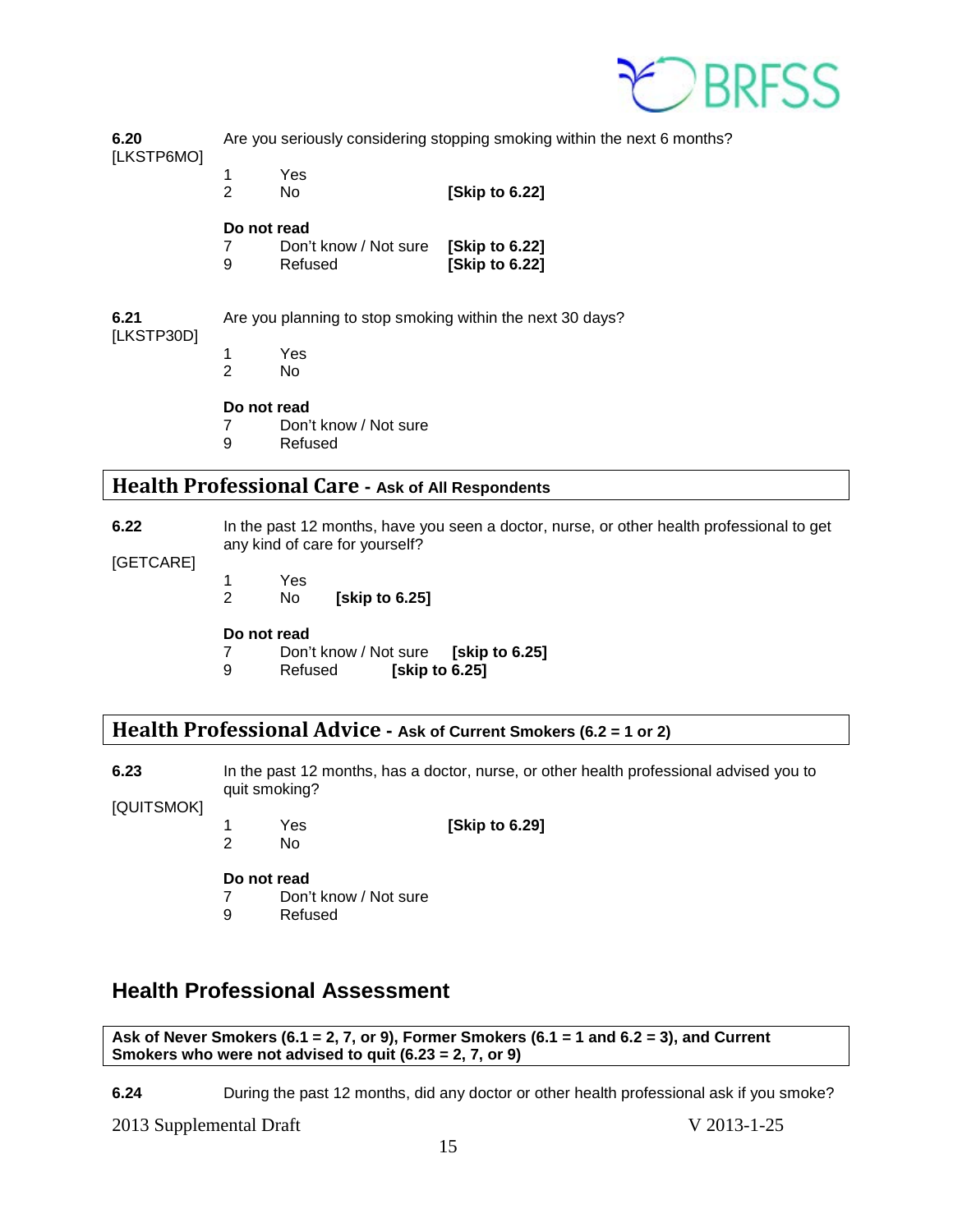**6.20** [LKSTP6MO] Are you seriously considering stopping smoking within the next 6 months?

1 Yes
2 No **[Skip to 6.22]**

**Do not read**
7 Don't know / Not sure **[Skip to 6.22]**
9 Refused **[Skip to 6.22]**

**6.21** [LKSTP30D] Are you planning to stop smoking within the next 30 days?

1 Yes
2 No

**Do not read**
7 Don't know / Not sure
9 Refused

## Health Professional Care - Ask of All Respondents

**6.22** [GETCARE] In the past 12 months, have you seen a doctor, nurse, or other health professional to get any kind of care for yourself?

1 Yes
2 No **[skip to 6.25]**

**Do not read**
7 Don't know / Not sure **[skip to 6.25]**
9 Refused **[skip to 6.25]**

## Health Professional Advice - Ask of Current Smokers (6.2 = 1 or 2)

**6.23** [QUITSMOK] In the past 12 months, has a doctor, nurse, or other health professional advised you to quit smoking?

1 Yes **[Skip to 6.29]**
2 No

**Do not read**
7 Don't know / Not sure
9 Refused

## Health Professional Assessment

**Ask of Never Smokers (6.1 = 2, 7, or 9), Former Smokers (6.1 = 1 and 6.2 = 3), and Current Smokers who were not advised to quit (6.23 = 2, 7, or 9)**

**6.24** During the past 12 months, did any doctor or other health professional ask if you smoke?

2013 Supplemental Draft V 2013-1-25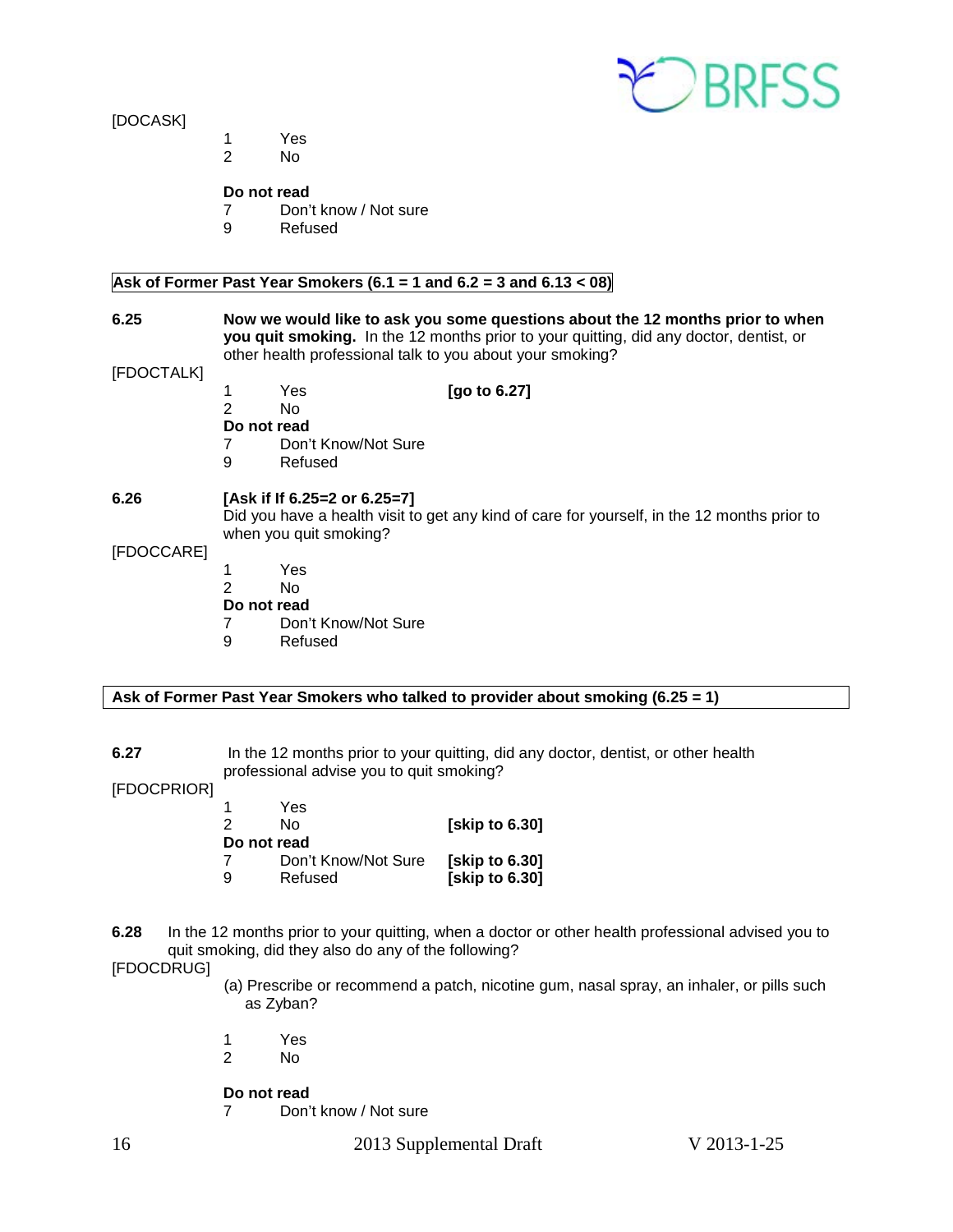[DOCASK]

1 Yes
2 No

**Do not read**
7 Don't know / Not sure
9 Refused

**Ask of Former Past Year Smokers (6.1 = 1 and 6.2 = 3 and 6.13 < 08)**

**6.25** **Now we would like to ask you some questions about the 12 months prior to when you quit smoking.** In the 12 months prior to your quitting, did any doctor, dentist, or other health professional talk to you about your smoking?

[FDOCTALK]

1 Yes **[go to 6.27]**
2 No
**Do not read**
7 Don't Know/Not Sure
9 Refused

**6.26** **[Ask if If 6.25=2 or 6.25=7]**
Did you have a health visit to get any kind of care for yourself, in the 12 months prior to when you quit smoking?

[FDOCCARE]

1 Yes
2 No
**Do not read**
7 Don't Know/Not Sure
9 Refused

**Ask of Former Past Year Smokers who talked to provider about smoking (6.25 = 1)**

**6.27** In the 12 months prior to your quitting, did any doctor, dentist, or other health professional advise you to quit smoking?

[FDOCPRIOR]

1 Yes
2 No **[skip to 6.30]**
**Do not read**
7 Don't Know/Not Sure **[skip to 6.30]**
9 Refused **[skip to 6.30]**

**6.28** In the 12 months prior to your quitting, when a doctor or other health professional advised you to quit smoking, did they also do any of the following?

[FDOCDRUG]

(a) Prescribe or recommend a patch, nicotine gum, nasal spray, an inhaler, or pills such as Zyban?

1 Yes
2 No

**Do not read**
7 Don't know / Not sure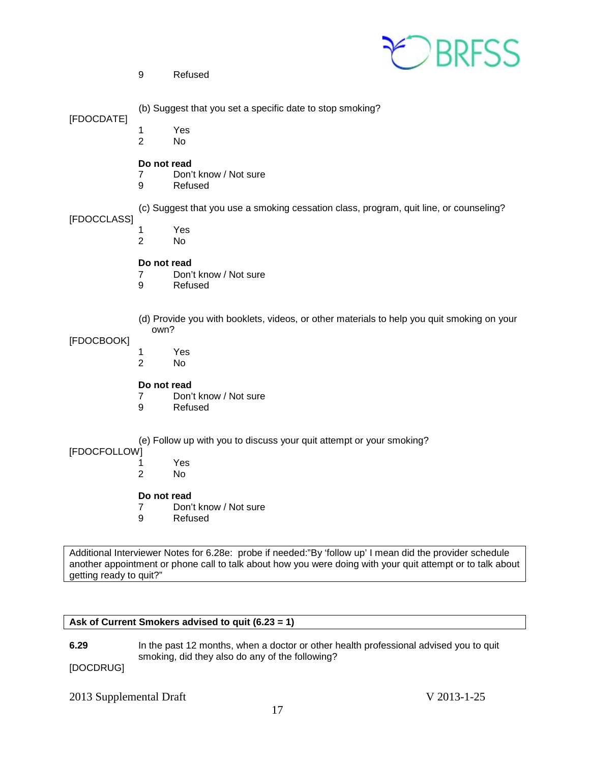9 Refused

(b) Suggest that you set a specific date to stop smoking?

[FDOCDATE]

1 Yes
2 No

**Do not read**
7 Don't know / Not sure
9 Refused

(c) Suggest that you use a smoking cessation class, program, quit line, or counseling?

[FDOCCLASS]

1 Yes
2 No

**Do not read**
7 Don't know / Not sure
9 Refused

(d) Provide you with booklets, videos, or other materials to help you quit smoking on your own?

[FDOCBOOK]

1 Yes
2 No

**Do not read**
7 Don't know / Not sure
9 Refused

(e) Follow up with you to discuss your quit attempt or your smoking?

[FDOCFOLLOW]

1 Yes
2 No

**Do not read**
7 Don't know / Not sure
9 Refused

| Additional Interviewer Notes for 6.28e: probe if needed:"By 'follow up' I mean did the provider schedule another appointment or phone call to talk about how you were doing with your quit attempt or to talk about getting ready to quit?" |
|---|

| **Ask of Current Smokers advised to quit (6.23 = 1)** |
|---|

**6.29** In the past 12 months, when a doctor or other health professional advised you to quit smoking, did they also do any of the following?

[DOCDRUG]

2013 Supplemental Draft V 2013-1-25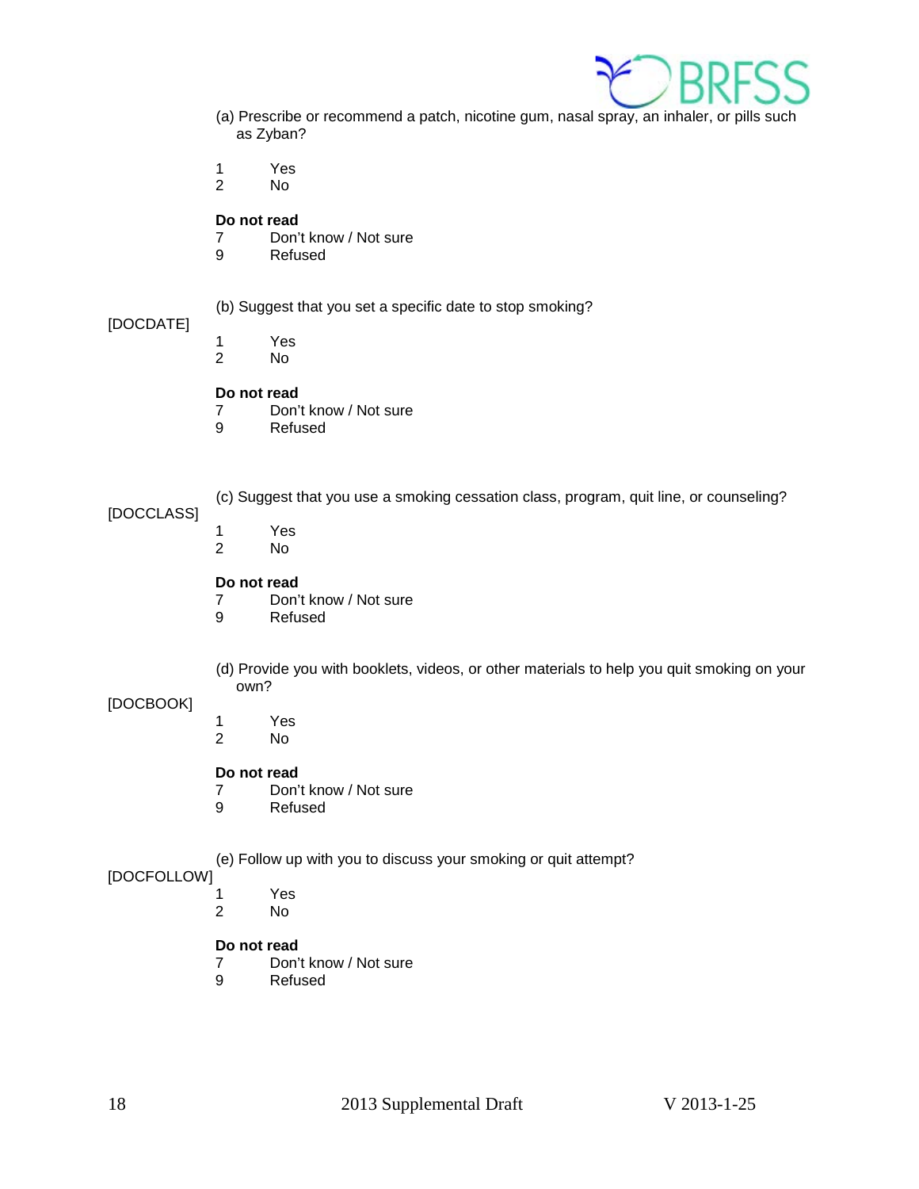(a) Prescribe or recommend a patch, nicotine gum, nasal spray, an inhaler, or pills such as Zyban?

1 Yes
2 No

**Do not read**
7 Don't know / Not sure
9 Refused

[DOCDATE]

(b) Suggest that you set a specific date to stop smoking?

1 Yes
2 No

**Do not read**
7 Don't know / Not sure
9 Refused

[DOCCLASS]

(c) Suggest that you use a smoking cessation class, program, quit line, or counseling?

1 Yes
2 No

**Do not read**
7 Don't know / Not sure
9 Refused

[DOCBOOK]

(d) Provide you with booklets, videos, or other materials to help you quit smoking on your own?

1 Yes
2 No

**Do not read**
7 Don't know / Not sure
9 Refused

[DOCFOLLOW]

(e) Follow up with you to discuss your smoking or quit attempt?

1 Yes
2 No

**Do not read**
7 Don't know / Not sure
9 Refused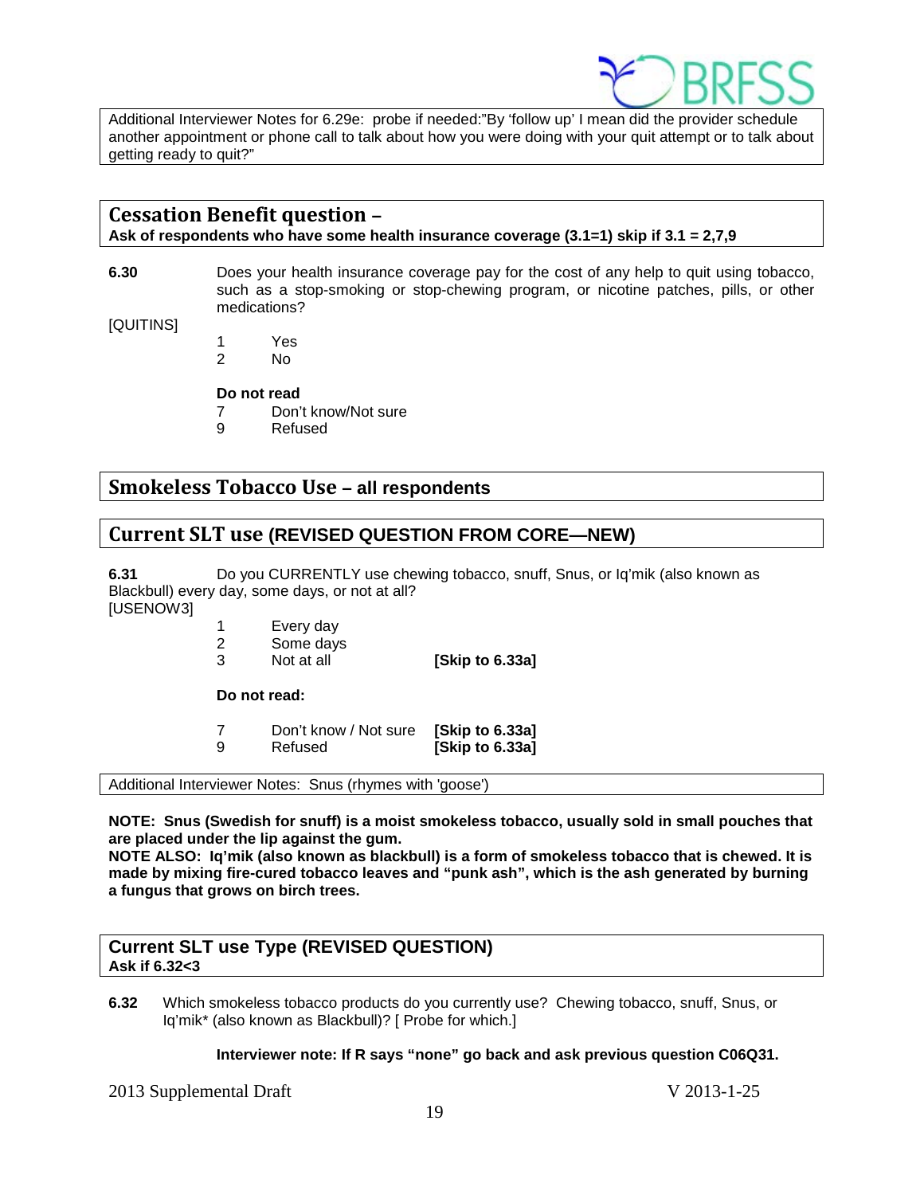Additional Interviewer Notes for 6.29e: probe if needed:"By 'follow up' I mean did the provider schedule another appointment or phone call to talk about how you were doing with your quit attempt or to talk about getting ready to quit?"

## Cessation Benefit question –

**Ask of respondents who have some health insurance coverage (3.1=1) skip if 3.1 = 2,7,9**

**6.30** Does your health insurance coverage pay for the cost of any help to quit using tobacco, such as a stop-smoking or stop-chewing program, or nicotine patches, pills, or other medications?

[QUITINS]

1 Yes
2 No

**Do not read**

7 Don't know/Not sure
9 Refused

## Smokeless Tobacco Use – all respondents

## Current SLT use (REVISED QUESTION FROM CORE—NEW)

**6.31** Do you CURRENTLY use chewing tobacco, snuff, Snus, or Iq'mik (also known as Blackbull) every day, some days, or not at all?

[USENOW3]

1 Every day
2 Some days
3 Not at all **[Skip to 6.33a]**

**Do not read:**

7 Don't know / Not sure **[Skip to 6.33a]**
9 Refused **[Skip to 6.33a]**

Additional Interviewer Notes: Snus (rhymes with 'goose')

**NOTE: Snus (Swedish for snuff) is a moist smokeless tobacco, usually sold in small pouches that are placed under the lip against the gum.**

**NOTE ALSO: Iq'mik (also known as blackbull) is a form of smokeless tobacco that is chewed. It is made by mixing fire-cured tobacco leaves and "punk ash", which is the ash generated by burning a fungus that grows on birch trees.**

## Current SLT use Type (REVISED QUESTION)

**Ask if 6.32<3**

**6.32** Which smokeless tobacco products do you currently use? Chewing tobacco, snuff, Snus, or Iq'mik* (also known as Blackbull)? [ Probe for which.]

**Interviewer note: If R says "none" go back and ask previous question C06Q31.**

2013 Supplemental Draft V 2013-1-25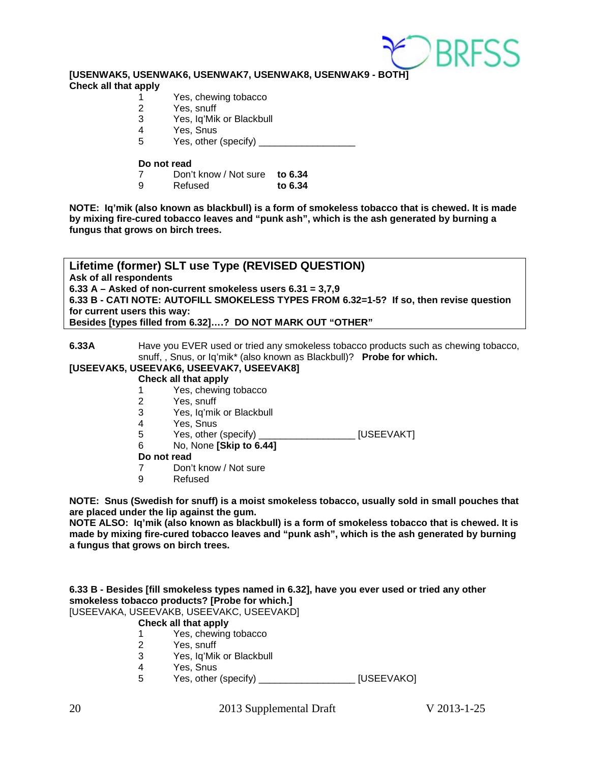**[USENWAK5, USENWAK6, USENWAK7, USENWAK8, USENWAK9 - BOTH]**
**Check all that apply**

1 Yes, chewing tobacco
2 Yes, snuff
3 Yes, Iq'Mik or Blackbull
4 Yes, Snus
5 Yes, other (specify) __________________

**Do not read**
7 Don't know / Not sure **to 6.34**
9 Refused **to 6.34**

**NOTE: Iq'mik (also known as blackbull) is a form of smokeless tobacco that is chewed. It is made by mixing fire-cured tobacco leaves and "punk ash", which is the ash generated by burning a fungus that grows on birch trees.**

## Lifetime (former) SLT use Type (REVISED QUESTION)

**Ask of all respondents**
**6.33 A – Asked of non-current smokeless users 6.31 = 3,7,9**
**6.33 B - CATI NOTE: AUTOFILL SMOKELESS TYPES FROM 6.32=1-5? If so, then revise question for current users this way:**
**Besides [types filled from 6.32]….? DO NOT MARK OUT "OTHER"**

**6.33A** Have you EVER used or tried any smokeless tobacco products such as chewing tobacco, snuff, , Snus, or Iq'mik* (also known as Blackbull)? **Probe for which.**

**[USEEVAK5, USEEVAK6, USEEVAK7, USEEVAK8]**
**Check all that apply**

1 Yes, chewing tobacco
2 Yes, snuff
3 Yes, Iq'mik or Blackbull
4 Yes, Snus
5 Yes, other (specify) __________________ [USEEVAKT]
6 No, None **[Skip to 6.44]**

**Do not read**
7 Don't know / Not sure
9 Refused

**NOTE: Snus (Swedish for snuff) is a moist smokeless tobacco, usually sold in small pouches that are placed under the lip against the gum.**
**NOTE ALSO: Iq'mik (also known as blackbull) is a form of smokeless tobacco that is chewed. It is made by mixing fire-cured tobacco leaves and "punk ash", which is the ash generated by burning a fungus that grows on birch trees.**

**6.33 B - Besides [fill smokeless types named in 6.32], have you ever used or tried any other smokeless tobacco products? [Probe for which.]**
[USEEVAKA, USEEVAKB, USEEVAKC, USEEVAKD]
**Check all that apply**

1 Yes, chewing tobacco
2 Yes, snuff
3 Yes, Iq'Mik or Blackbull
4 Yes, Snus
5 Yes, other (specify) __________________ [USEEVAKO]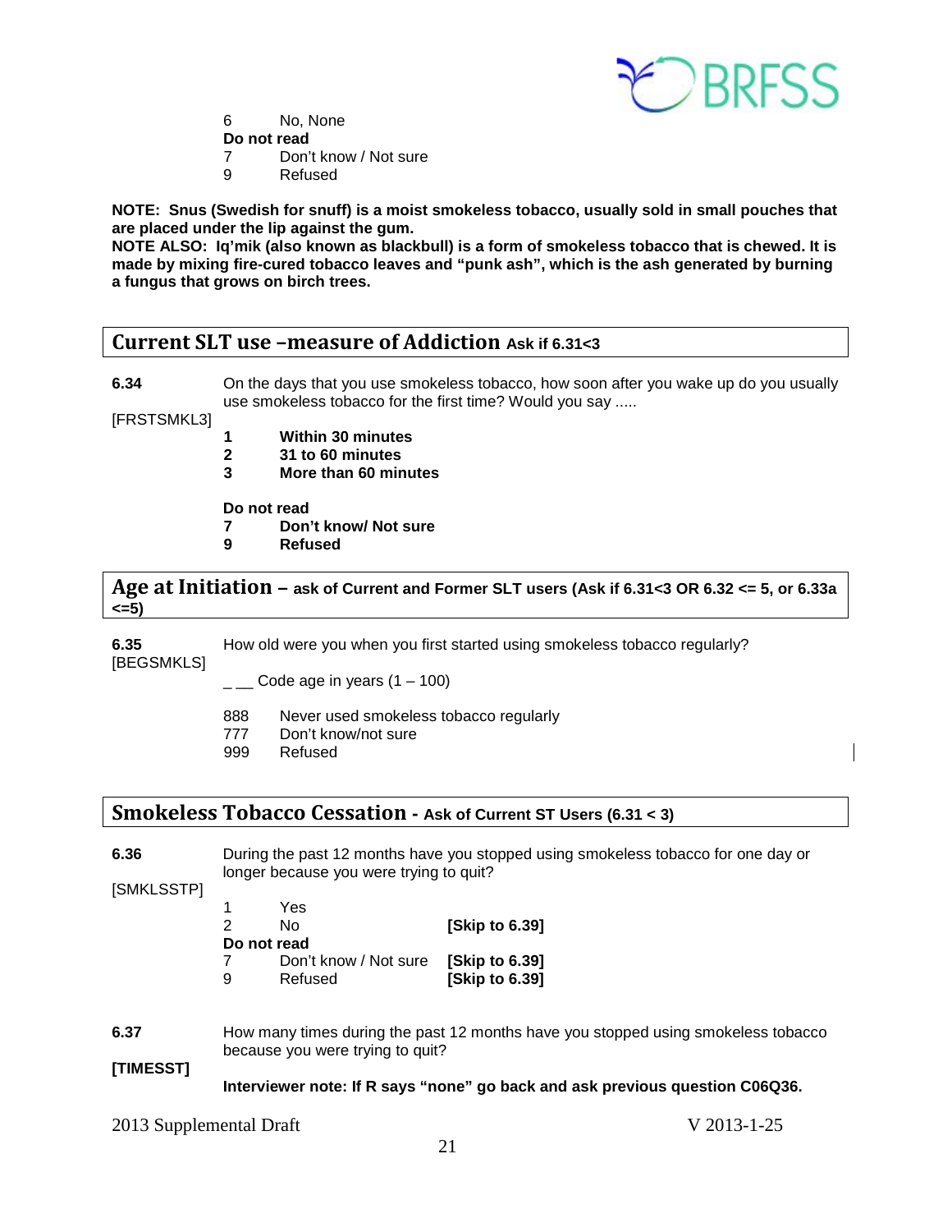6 No, None

**Do not read**

7 Don't know / Not sure

9 Refused

**NOTE: Snus (Swedish for snuff) is a moist smokeless tobacco, usually sold in small pouches that are placed under the lip against the gum.**

**NOTE ALSO: Iq'mik (also known as blackbull) is a form of smokeless tobacco that is chewed. It is made by mixing fire-cured tobacco leaves and "punk ash", which is the ash generated by burning a fungus that grows on birch trees.**

## Current SLT use –measure of Addiction Ask if 6.31<3

**6.34** On the days that you use smokeless tobacco, how soon after you wake up do you usually use smokeless tobacco for the first time? Would you say .....

[FRSTSMKL3]

**1 Within 30 minutes**

**2 31 to 60 minutes**

**3 More than 60 minutes**

**Do not read**

**7 Don't know/ Not sure**

**9 Refused**

## Age at Initiation – ask of Current and Former SLT users (Ask if 6.31<3 OR 6.32 <= 5, or 6.33a <=5)

**6.35** How old were you when you first started using smokeless tobacco regularly?

[BEGSMKLS]

_ __ Code age in years (1 – 100)

888 Never used smokeless tobacco regularly

777 Don't know/not sure

999 Refused

## Smokeless Tobacco Cessation - Ask of Current ST Users (6.31 < 3)

**6.36** During the past 12 months have you stopped using smokeless tobacco for one day or longer because you were trying to quit?

[SMKLSSTP]

1 Yes

2 No **[Skip to 6.39]**

**Do not read**

7 Don't know / Not sure **[Skip to 6.39]**

9 Refused **[Skip to 6.39]**

**6.37** How many times during the past 12 months have you stopped using smokeless tobacco because you were trying to quit?

**[TIMESST]**

**Interviewer note: If R says "none" go back and ask previous question C06Q36.**

2013 Supplemental Draft V 2013-1-25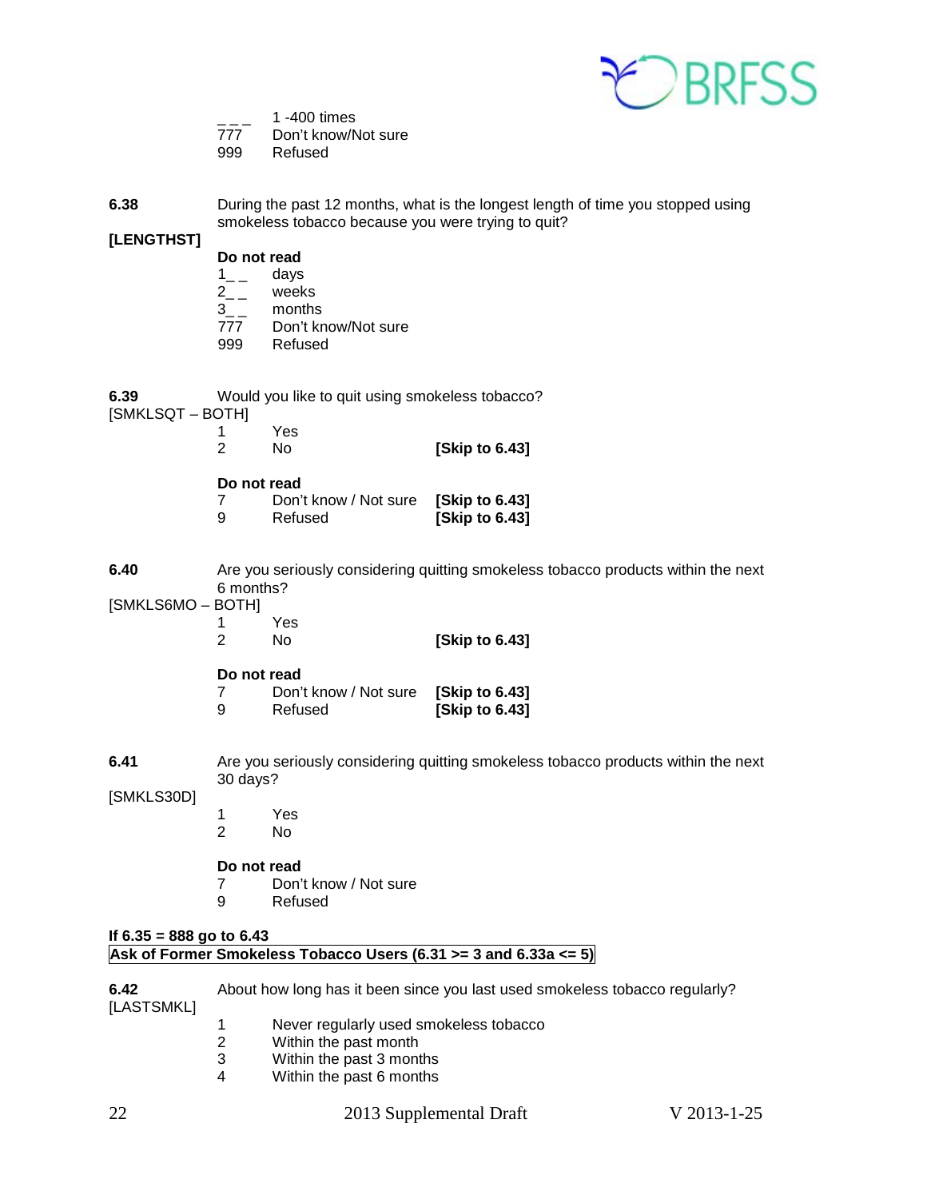_ _ _ 1 -400 times
777 Don't know/Not sure
999 Refused

**6.38** During the past 12 months, what is the longest length of time you stopped using smokeless tobacco because you were trying to quit?

**[LENGTHST]**

**Do not read**

1_ _ days
2_ _ weeks
3_ _ months
777 Don't know/Not sure
999 Refused

**6.39** Would you like to quit using smokeless tobacco?

[SMKLSQT – BOTH]

1 Yes
2 No **[Skip to 6.43]**

**Do not read**

7 Don't know / Not sure **[Skip to 6.43]**
9 Refused **[Skip to 6.43]**

**6.40** Are you seriously considering quitting smokeless tobacco products within the next 6 months?

[SMKLS6MO – BOTH]

1 Yes
2 No **[Skip to 6.43]**

**Do not read**

7 Don't know / Not sure **[Skip to 6.43]**
9 Refused **[Skip to 6.43]**

**6.41** Are you seriously considering quitting smokeless tobacco products within the next 30 days?

[SMKLS30D]

1 Yes
2 No

**Do not read**

7 Don't know / Not sure
9 Refused

**If 6.35 = 888 go to 6.43**

**Ask of Former Smokeless Tobacco Users (6.31 >= 3 and 6.33a <= 5)**

**6.42** About how long has it been since you last used smokeless tobacco regularly?

[LASTSMKL]

1 Never regularly used smokeless tobacco
2 Within the past month
3 Within the past 3 months
4 Within the past 6 months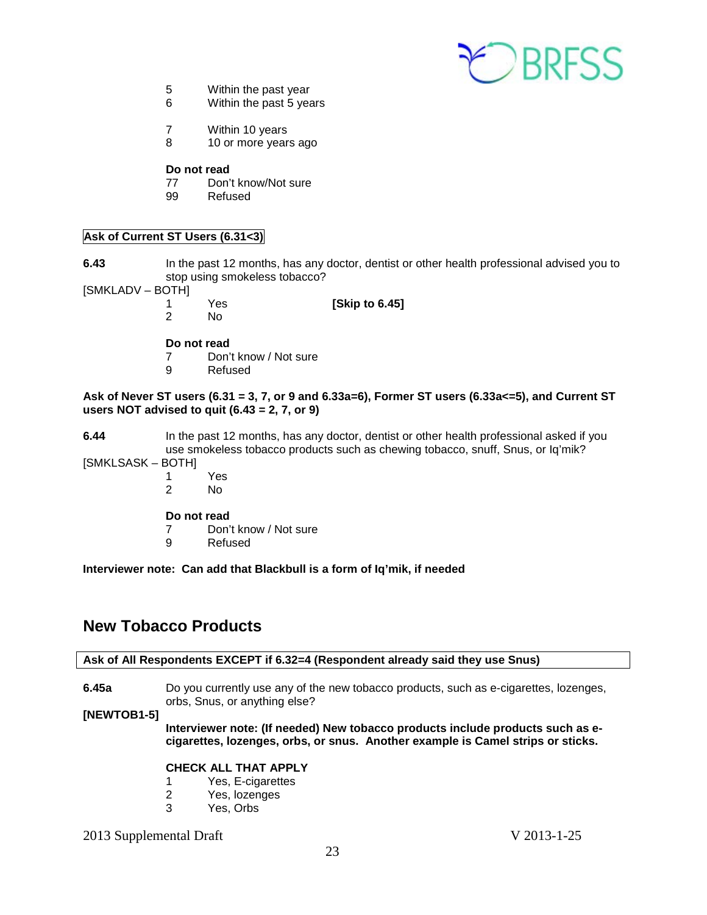5 Within the past year
6 Within the past 5 years

7 Within 10 years
8 10 or more years ago

**Do not read**
77 Don't know/Not sure
99 Refused

**Ask of Current ST Users (6.31<3)**

**6.43** In the past 12 months, has any doctor, dentist or other health professional advised you to stop using smokeless tobacco?
[SMKLADV – BOTH]
1 Yes **[Skip to 6.45]**
2 No

**Do not read**
7 Don't know / Not sure
9 Refused

**Ask of Never ST users (6.31 = 3, 7, or 9 and 6.33a=6), Former ST users (6.33a<=5), and Current ST users NOT advised to quit (6.43 = 2, 7, or 9)**

**6.44** In the past 12 months, has any doctor, dentist or other health professional asked if you use smokeless tobacco products such as chewing tobacco, snuff, Snus, or Iq'mik?
[SMKLSASK – BOTH]
1 Yes
2 No

**Do not read**
7 Don't know / Not sure
9 Refused

**Interviewer note: Can add that Blackbull is a form of Iq'mik, if needed**

## New Tobacco Products

**Ask of All Respondents EXCEPT if 6.32=4 (Respondent already said they use Snus)**

**6.45a** Do you currently use any of the new tobacco products, such as e-cigarettes, lozenges, orbs, Snus, or anything else?
**[NEWTOB1-5]**
**Interviewer note: (If needed) New tobacco products include products such as e-cigarettes, lozenges, orbs, or snus. Another example is Camel strips or sticks.**

**CHECK ALL THAT APPLY**
1 Yes, E-cigarettes
2 Yes, lozenges
3 Yes, Orbs

2013 Supplemental Draft V 2013-1-25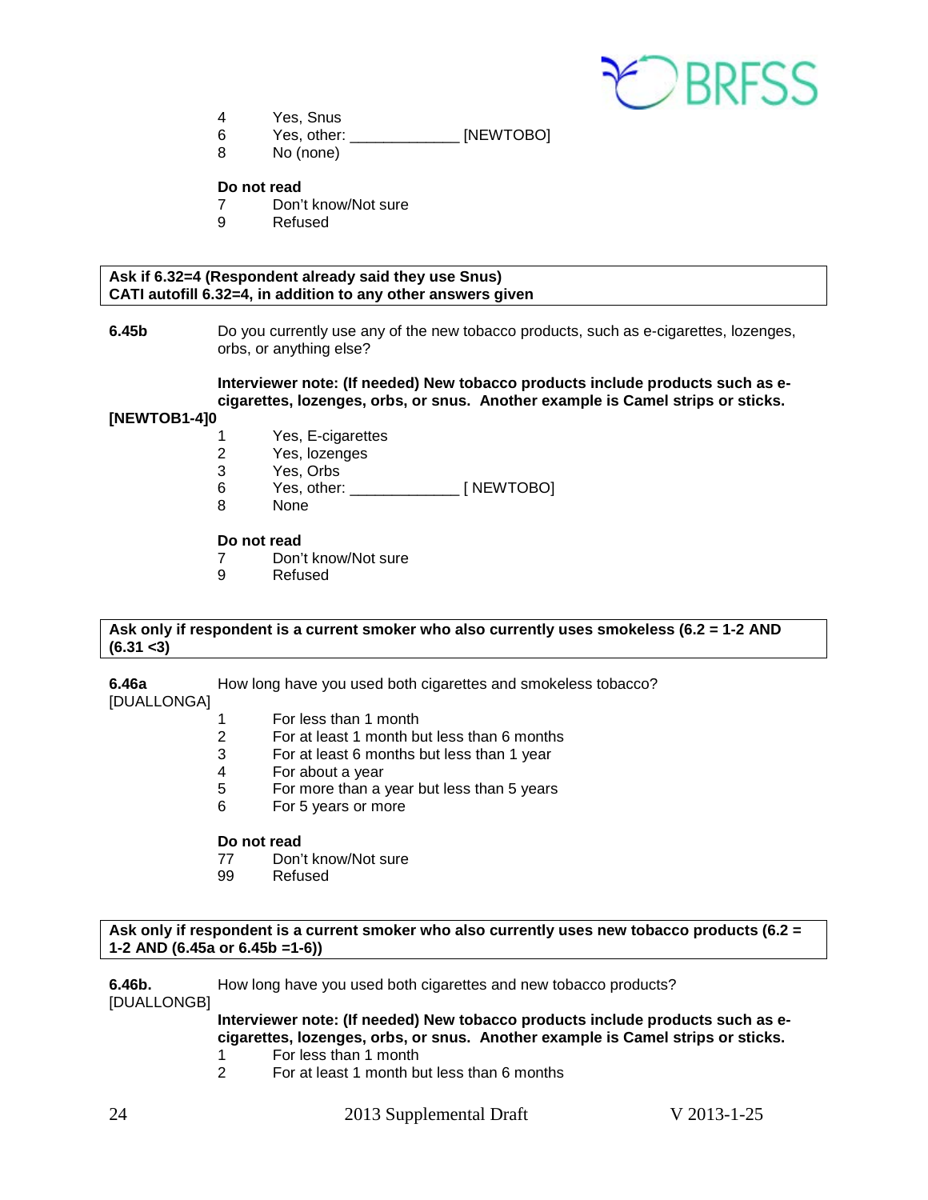4 Yes, Snus
6 Yes, other: _____________ [NEWTOBO]
8 No (none)

**Do not read**
7 Don't know/Not sure
9 Refused

**Ask if 6.32=4 (Respondent already said they use Snus)**
**CATI autofill 6.32=4, in addition to any other answers given**

**6.45b** Do you currently use any of the new tobacco products, such as e-cigarettes, lozenges, orbs, or anything else?

**Interviewer note: (If needed) New tobacco products include products such as e-cigarettes, lozenges, orbs, or snus. Another example is Camel strips or sticks.**

**[NEWTOB1-4]0**

1 Yes, E-cigarettes
2 Yes, lozenges
3 Yes, Orbs
6 Yes, other: _____________ [ NEWTOBO]
8 None

**Do not read**
7 Don't know/Not sure
9 Refused

**Ask only if respondent is a current smoker who also currently uses smokeless (6.2 = 1-2 AND (6.31 <3)**

**6.46a** How long have you used both cigarettes and smokeless tobacco?
[DUALLONGA]

1 For less than 1 month
2 For at least 1 month but less than 6 months
3 For at least 6 months but less than 1 year
4 For about a year
5 For more than a year but less than 5 years
6 For 5 years or more

**Do not read**
77 Don't know/Not sure
99 Refused

**Ask only if respondent is a current smoker who also currently uses new tobacco products (6.2 = 1-2 AND (6.45a or 6.45b =1-6))**

**6.46b.** How long have you used both cigarettes and new tobacco products?
[DUALLONGB]

**Interviewer note: (If needed) New tobacco products include products such as e-cigarettes, lozenges, orbs, or snus. Another example is Camel strips or sticks.**

1 For less than 1 month
2 For at least 1 month but less than 6 months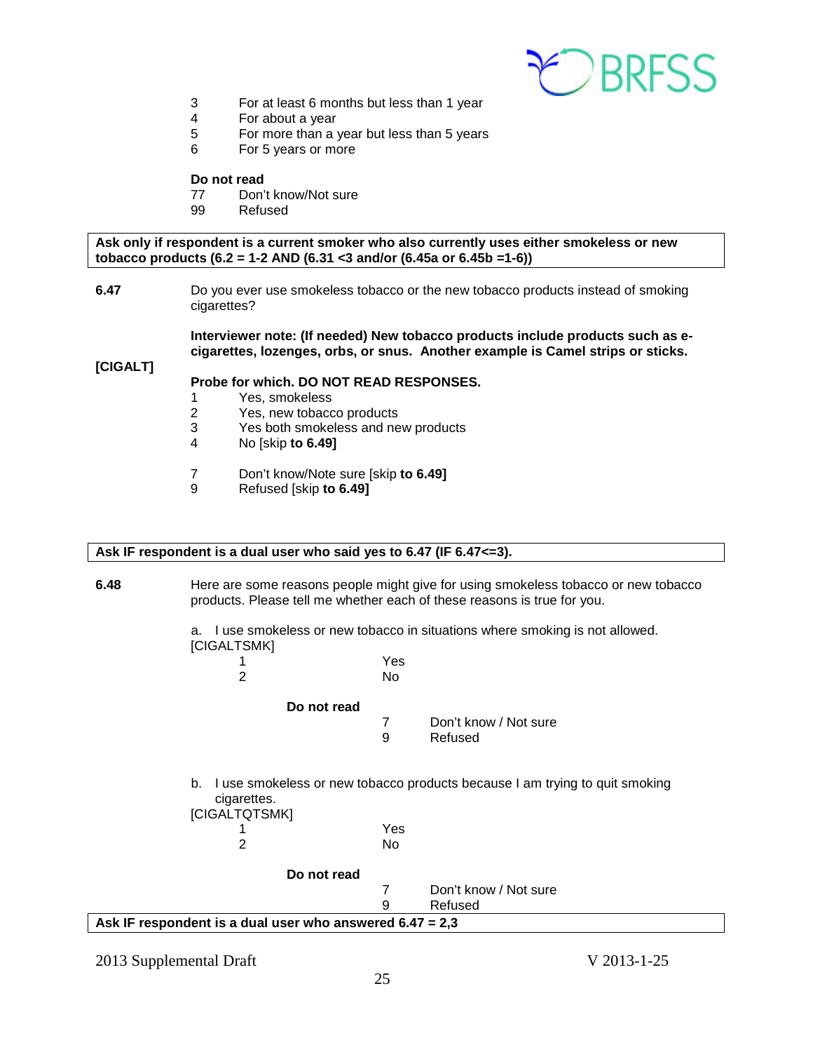3 For at least 6 months but less than 1 year
4 For about a year
5 For more than a year but less than 5 years
6 For 5 years or more

**Do not read**
77 Don't know/Not sure
99 Refused

**Ask only if respondent is a current smoker who also currently uses either smokeless or new tobacco products (6.2 = 1-2 AND (6.31 <3 and/or (6.45a or 6.45b =1-6))**

**6.47** Do you ever use smokeless tobacco or the new tobacco products instead of smoking cigarettes?

**Interviewer note: (If needed) New tobacco products include products such as e-cigarettes, lozenges, orbs, or snus. Another example is Camel strips or sticks.**

**[CIGALT]**

**Probe for which. DO NOT READ RESPONSES.**
1 Yes, smokeless
2 Yes, new tobacco products
3 Yes both smokeless and new products
4 No [skip **to 6.49]**

7 Don't know/Note sure [skip **to 6.49]**
9 Refused [skip **to 6.49]**

**Ask IF respondent is a dual user who said yes to 6.47 (IF 6.47<=3).**

**6.48** Here are some reasons people might give for using smokeless tobacco or new tobacco products. Please tell me whether each of these reasons is true for you.

a. I use smokeless or new tobacco in situations where smoking is not allowed.
[CIGALTSMK]
1 Yes
2 No

**Do not read**
7 Don't know / Not sure
9 Refused

b. I use smokeless or new tobacco products because I am trying to quit smoking cigarettes.
[CIGALTQTSMK]
1 Yes
2 No

**Do not read**
7 Don't know / Not sure
9 Refused

**Ask IF respondent is a dual user who answered 6.47 = 2,3**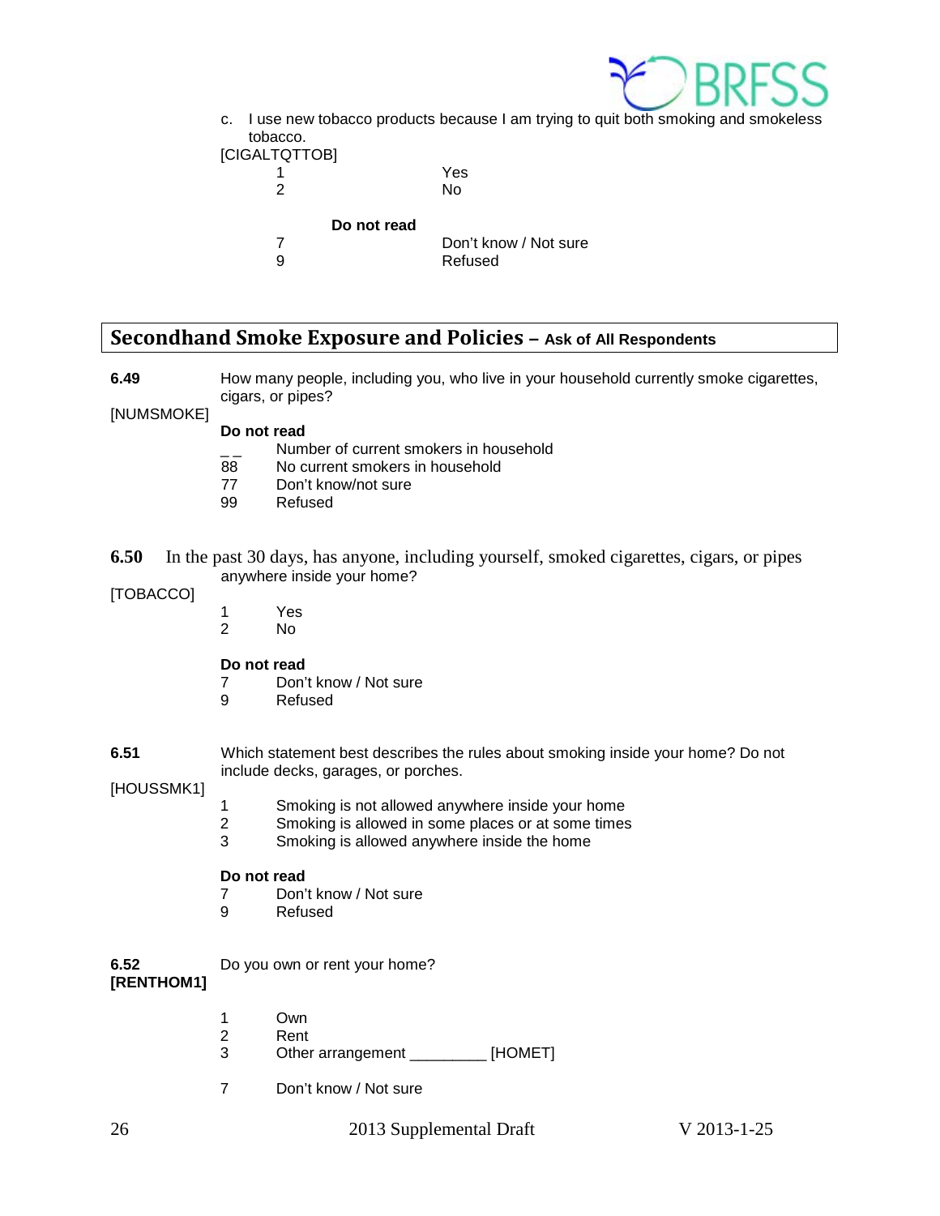c. I use new tobacco products because I am trying to quit both smoking and smokeless tobacco.

[CIGALTQTTOB]

1 Yes
2 No

**Do not read**

7 Don't know / Not sure
9 Refused

## Secondhand Smoke Exposure and Policies – Ask of All Respondents

**6.49** How many people, including you, who live in your household currently smoke cigarettes, cigars, or pipes?

[NUMSMOKE]

**Do not read**

_ _ Number of current smokers in household
88 No current smokers in household
77 Don't know/not sure
99 Refused

**6.50** In the past 30 days, has anyone, including yourself, smoked cigarettes, cigars, or pipes anywhere inside your home?

[TOBACCO]

1 Yes
2 No

**Do not read**

7 Don't know / Not sure
9 Refused

**6.51** Which statement best describes the rules about smoking inside your home? Do not include decks, garages, or porches.

[HOUSSMK1]

1 Smoking is not allowed anywhere inside your home
2 Smoking is allowed in some places or at some times
3 Smoking is allowed anywhere inside the home

**Do not read**

7 Don't know / Not sure
9 Refused

**6.52** Do you own or rent your home?

**[RENTHOM1]**

1 Own
2 Rent
3 Other arrangement _________ [HOMET]

7 Don't know / Not sure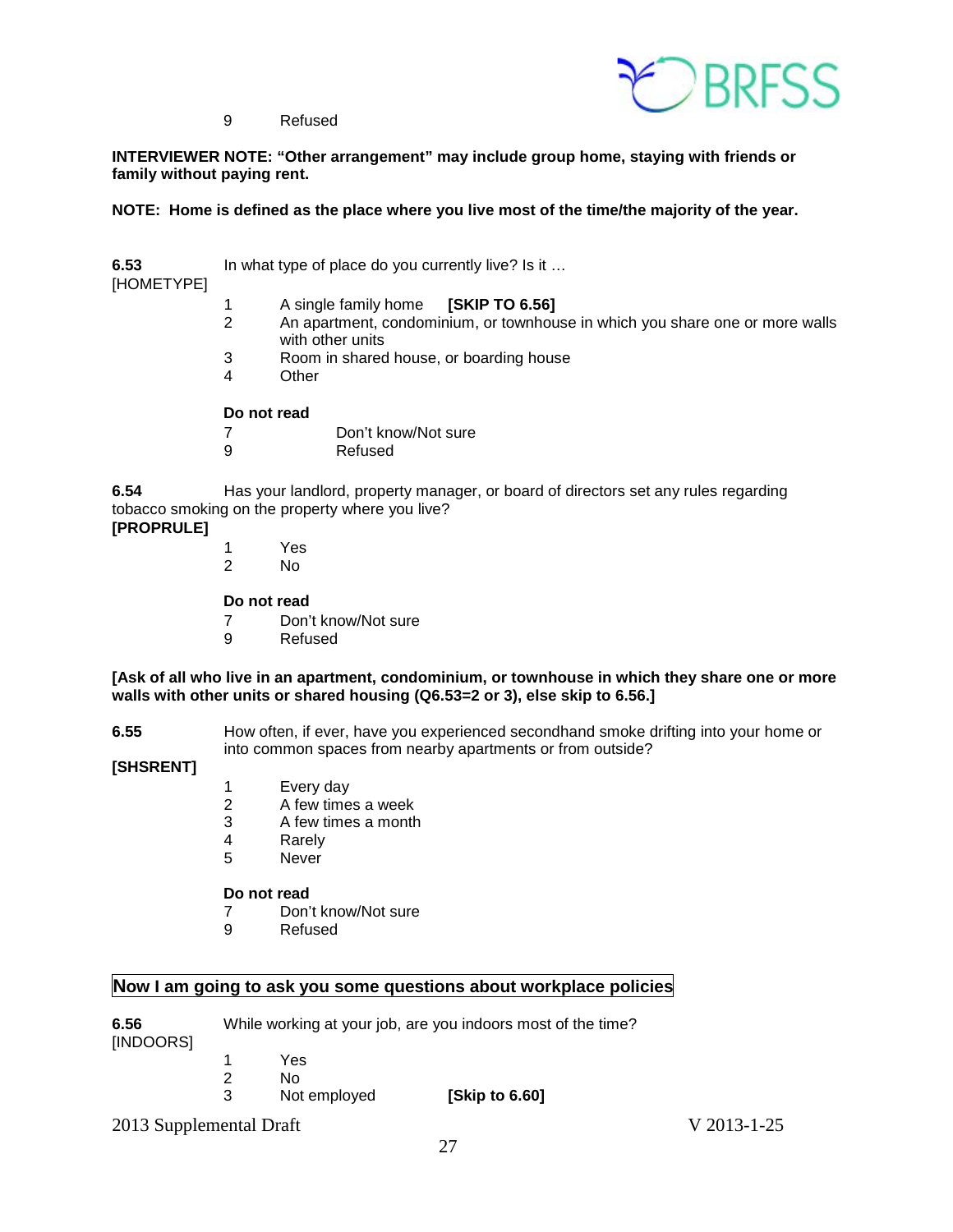9 Refused

**INTERVIEWER NOTE: "Other arrangement" may include group home, staying with friends or family without paying rent.**

**NOTE: Home is defined as the place where you live most of the time/the majority of the year.**

**6.53** [HOMETYPE] In what type of place do you currently live? Is it …

1 A single family home **[SKIP TO 6.56]**
2 An apartment, condominium, or townhouse in which you share one or more walls with other units
3 Room in shared house, or boarding house
4 Other

**Do not read**
7 Don't know/Not sure
9 Refused

**6.54** Has your landlord, property manager, or board of directors set any rules regarding tobacco smoking on the property where you live?
**[PROPRULE]**

1 Yes
2 No

**Do not read**
7 Don't know/Not sure
9 Refused

**[Ask of all who live in an apartment, condominium, or townhouse in which they share one or more walls with other units or shared housing (Q6.53=2 or 3), else skip to 6.56.]**

**6.55** How often, if ever, have you experienced secondhand smoke drifting into your home or into common spaces from nearby apartments or from outside?
**[SHSRENT]**

1 Every day
2 A few times a week
3 A few times a month
4 Rarely
5 Never

**Do not read**
7 Don't know/Not sure
9 Refused

## Now I am going to ask you some questions about workplace policies

**6.56** [INDOORS] While working at your job, are you indoors most of the time?

1 Yes
2 No
3 Not employed **[Skip to 6.60]**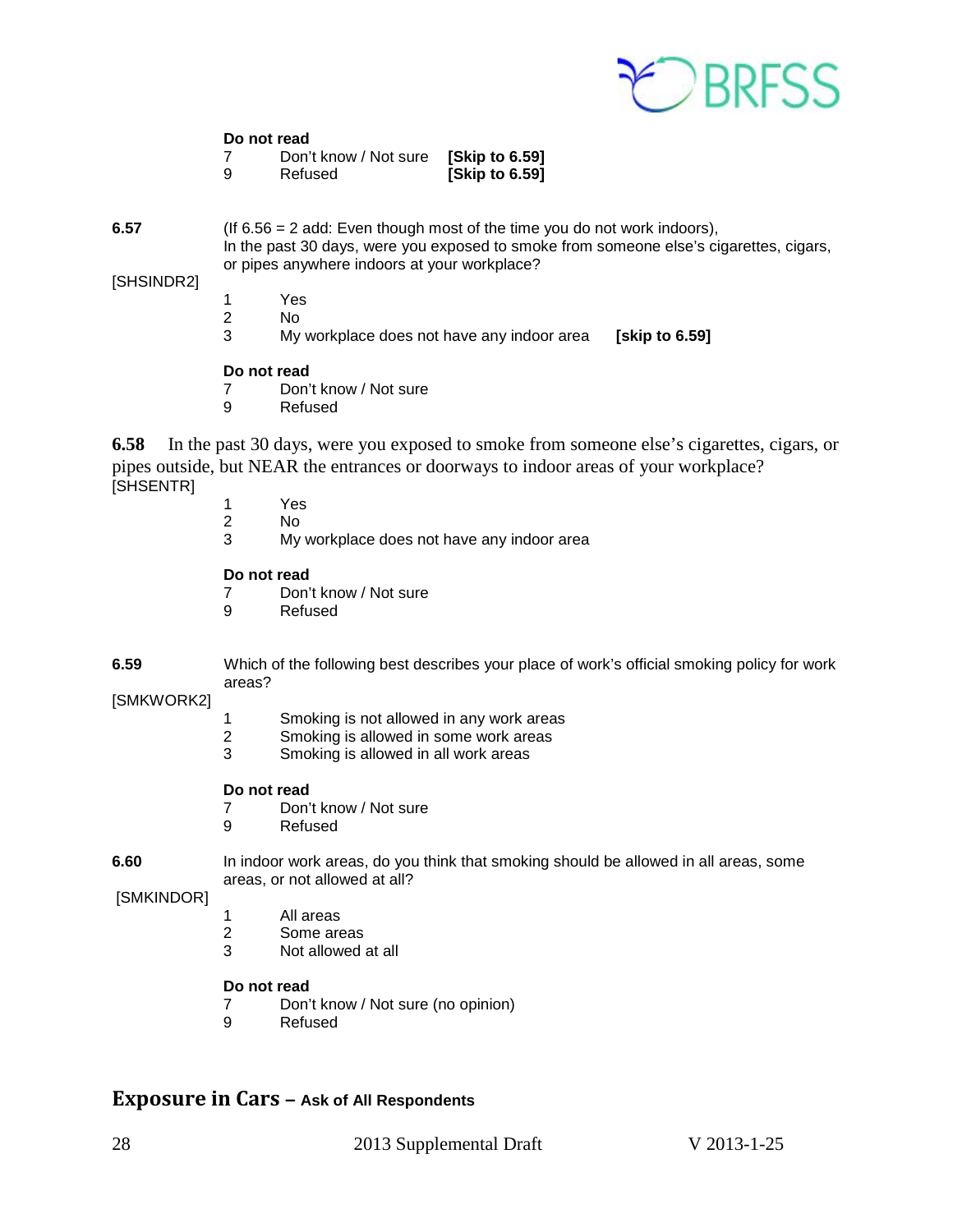**Do not read**

7 Don't know / Not sure **[Skip to 6.59]**
9 Refused **[Skip to 6.59]**

**6.57** (If 6.56 = 2 add: Even though most of the time you do not work indoors), In the past 30 days, were you exposed to smoke from someone else's cigarettes, cigars, or pipes anywhere indoors at your workplace?

[SHSINDR2]

1 Yes
2 No
3 My workplace does not have any indoor area **[skip to 6.59]**

**Do not read**

7 Don't know / Not sure
9 Refused

**6.58** In the past 30 days, were you exposed to smoke from someone else's cigarettes, cigars, or pipes outside, but NEAR the entrances or doorways to indoor areas of your workplace?
[SHSENTR]

1 Yes
2 No
3 My workplace does not have any indoor area

**Do not read**

7 Don't know / Not sure
9 Refused

**6.59** Which of the following best describes your place of work's official smoking policy for work areas?

[SMKWORK2]

1 Smoking is not allowed in any work areas
2 Smoking is allowed in some work areas
3 Smoking is allowed in all work areas

**Do not read**

7 Don't know / Not sure
9 Refused

**6.60** In indoor work areas, do you think that smoking should be allowed in all areas, some areas, or not allowed at all?

[SMKINDOR]

1 All areas
2 Some areas
3 Not allowed at all

**Do not read**

7 Don't know / Not sure (no opinion)
9 Refused

## Exposure in Cars – **Ask of All Respondents**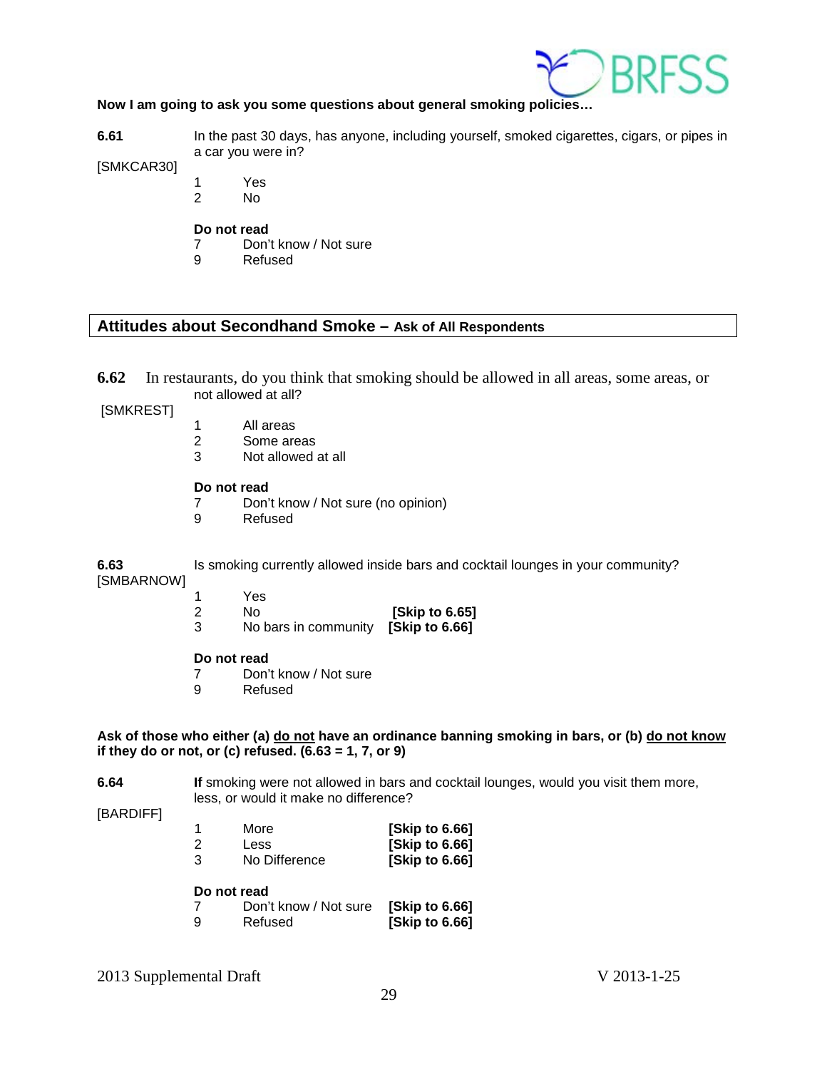**Now I am going to ask you some questions about general smoking policies…**

**6.61** [SMKCAR30] In the past 30 days, has anyone, including yourself, smoked cigarettes, cigars, or pipes in a car you were in?

1 Yes
2 No

**Do not read**
7 Don't know / Not sure
9 Refused

## Attitudes about Secondhand Smoke – Ask of All Respondents

**6.62** [SMKREST] In restaurants, do you think that smoking should be allowed in all areas, some areas, or not allowed at all?

1 All areas
2 Some areas
3 Not allowed at all

**Do not read**
7 Don't know / Not sure (no opinion)
9 Refused

**6.63** [SMBARNOW] Is smoking currently allowed inside bars and cocktail lounges in your community?

1 Yes
2 No **[Skip to 6.65]**
3 No bars in community **[Skip to 6.66]**

**Do not read**
7 Don't know / Not sure
9 Refused

**Ask of those who either (a) do not have an ordinance banning smoking in bars, or (b) do not know if they do or not, or (c) refused. (6.63 = 1, 7, or 9)**

**6.64** [BARDIFF] **If** smoking were not allowed in bars and cocktail lounges, would you visit them more, less, or would it make no difference?

1 More **[Skip to 6.66]**
2 Less **[Skip to 6.66]**
3 No Difference **[Skip to 6.66]**

**Do not read**
7 Don't know / Not sure **[Skip to 6.66]**
9 Refused **[Skip to 6.66]**

2013 Supplemental Draft V 2013-1-25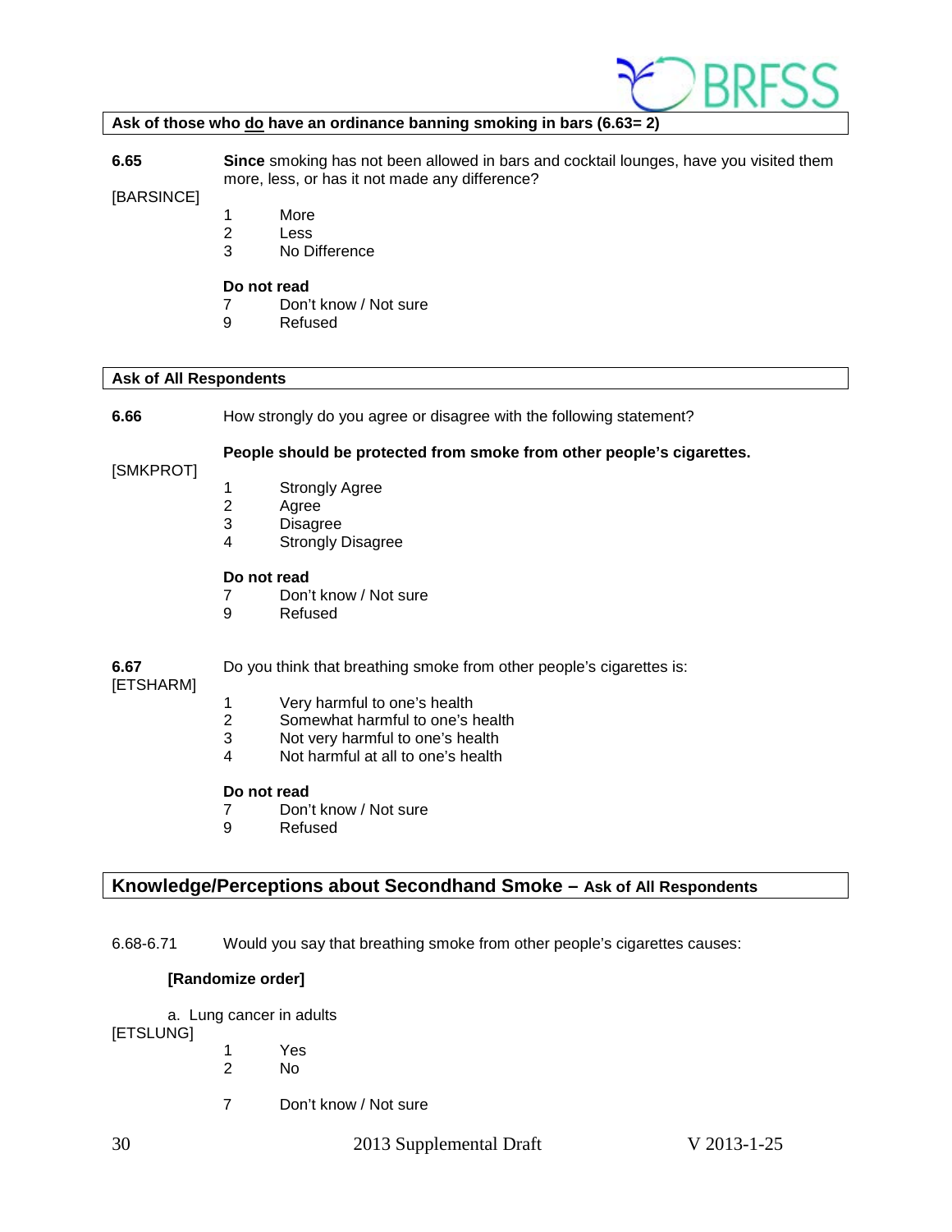**Ask of those who do have an ordinance banning smoking in bars (6.63= 2)**

**6.65** [BARSINCE]

**Since** smoking has not been allowed in bars and cocktail lounges, have you visited them more, less, or has it not made any difference?

1 More
2 Less
3 No Difference

**Do not read**
7 Don't know / Not sure
9 Refused

**Ask of All Respondents**

**6.66** [SMKPROT]

How strongly do you agree or disagree with the following statement?

**People should be protected from smoke from other people's cigarettes.**

1 Strongly Agree
2 Agree
3 Disagree
4 Strongly Disagree

**Do not read**
7 Don't know / Not sure
9 Refused

**6.67** [ETSHARM]

Do you think that breathing smoke from other people's cigarettes is:

1 Very harmful to one's health
2 Somewhat harmful to one's health
3 Not very harmful to one's health
4 Not harmful at all to one's health

**Do not read**
7 Don't know / Not sure
9 Refused

## Knowledge/Perceptions about Secondhand Smoke – Ask of All Respondents

6.68-6.71 Would you say that breathing smoke from other people's cigarettes causes:

**[Randomize order]**

a. Lung cancer in adults
[ETSLUNG]

1 Yes
2 No

7 Don't know / Not sure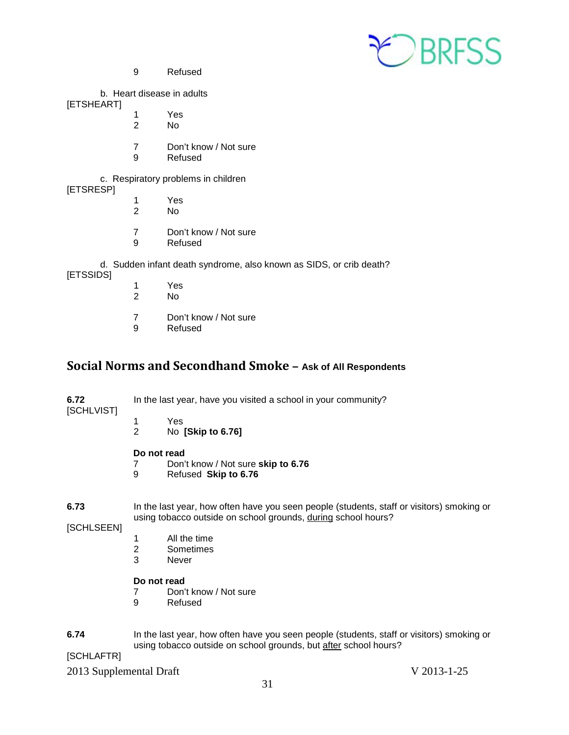9 Refused

b. Heart disease in adults
[ETSHEART]

1 Yes
2 No

7 Don't know / Not sure
9 Refused

c. Respiratory problems in children
[ETSRESP]

1 Yes
2 No

7 Don't know / Not sure
9 Refused

d. Sudden infant death syndrome, also known as SIDS, or crib death?
[ETSSIDS]

1 Yes
2 No

7 Don't know / Not sure
9 Refused

## Social Norms and Secondhand Smoke – Ask of All Respondents

**6.72** In the last year, have you visited a school in your community?
[SCHLVIST]

1 Yes
2 No **[Skip to 6.76]**

**Do not read**
7 Don't know / Not sure **skip to 6.76**
9 Refused **Skip to 6.76**

**6.73** In the last year, how often have you seen people (students, staff or visitors) smoking or using tobacco outside on school grounds, <u>during</u> school hours?
[SCHLSEEN]

1 All the time
2 Sometimes
3 Never

**Do not read**
7 Don't know / Not sure
9 Refused

**6.74** In the last year, how often have you seen people (students, staff or visitors) smoking or using tobacco outside on school grounds, but <u>after</u> school hours?
[SCHLAFTR]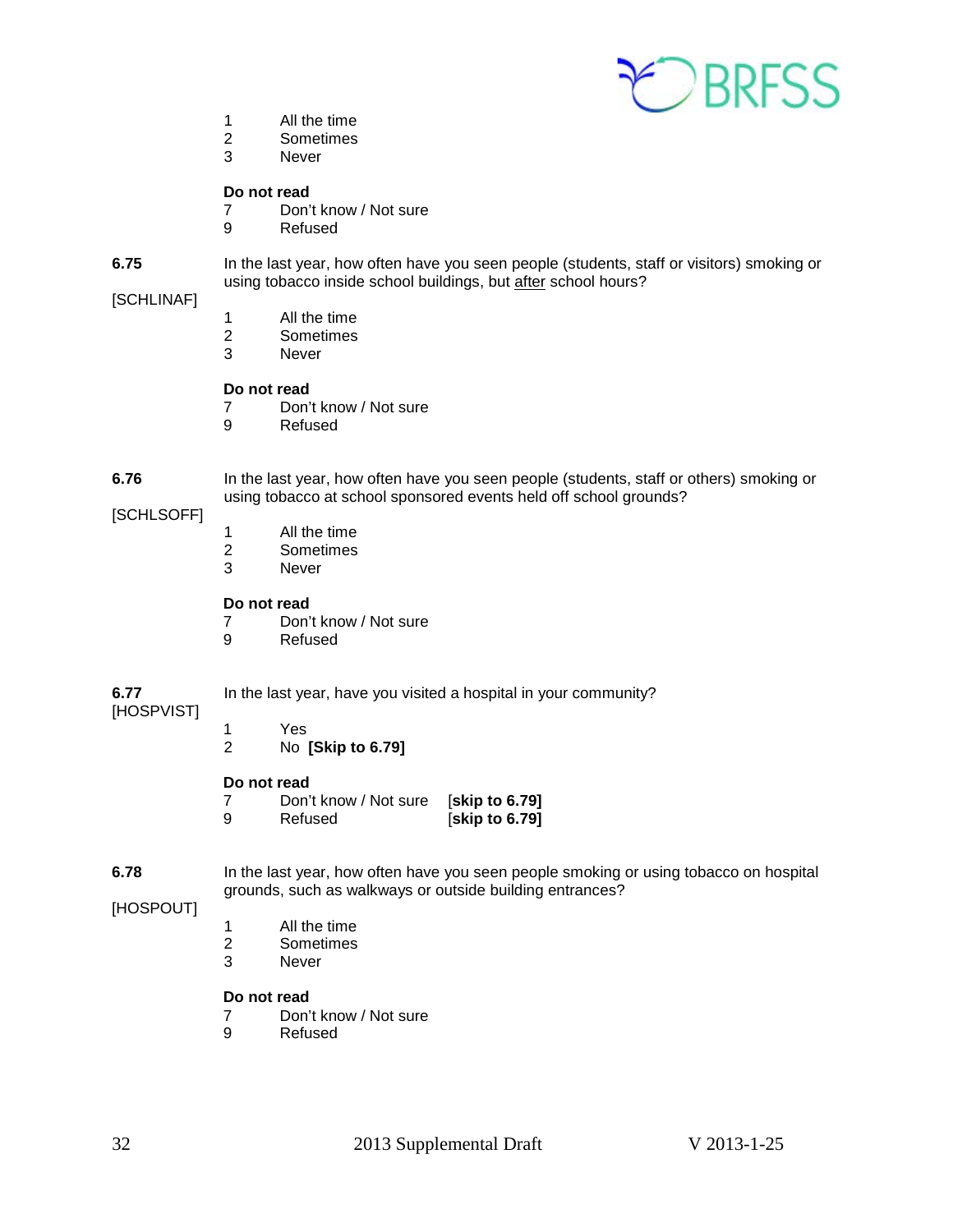1 All the time
2 Sometimes
3 Never

**Do not read**
7 Don't know / Not sure
9 Refused

**6.75** [SCHLINAF]

In the last year, how often have you seen people (students, staff or visitors) smoking or using tobacco inside school buildings, but after school hours?

1 All the time
2 Sometimes
3 Never

**Do not read**
7 Don't know / Not sure
9 Refused

**6.76** [SCHLSOFF]

In the last year, how often have you seen people (students, staff or others) smoking or using tobacco at school sponsored events held off school grounds?

1 All the time
2 Sometimes
3 Never

**Do not read**
7 Don't know / Not sure
9 Refused

**6.77** [HOSPVIST]

In the last year, have you visited a hospital in your community?

1 Yes
2 No **[Skip to 6.79]**

**Do not read**
7 Don't know / Not sure [**skip to 6.79]**
9 Refused [**skip to 6.79]**

**6.78** [HOSPOUT]

In the last year, how often have you seen people smoking or using tobacco on hospital grounds, such as walkways or outside building entrances?

1 All the time
2 Sometimes
3 Never

**Do not read**
7 Don't know / Not sure
9 Refused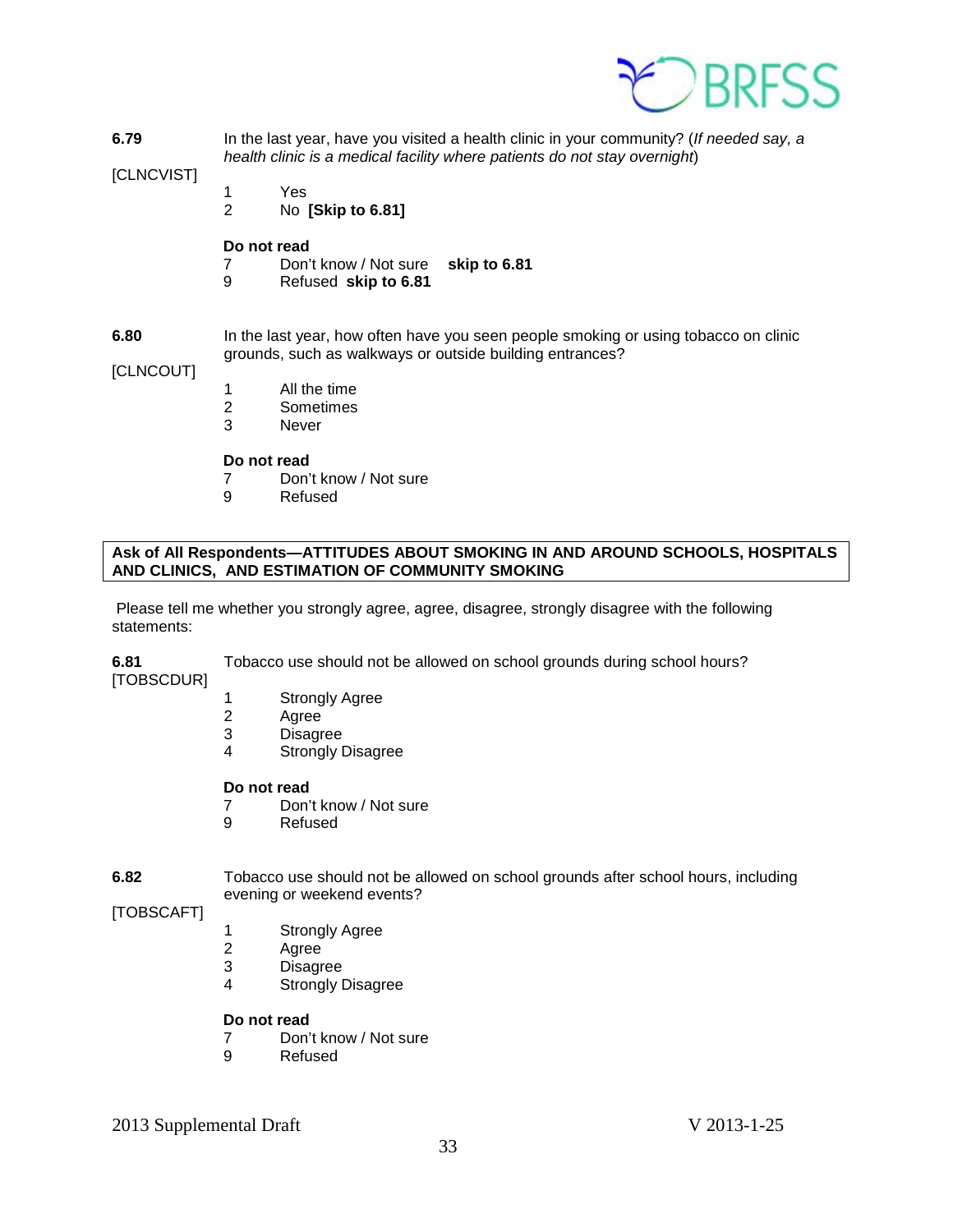**6.79** In the last year, have you visited a health clinic in your community? (*If needed say, a health clinic is a medical facility where patients do not stay overnight*)

[CLNCVIST]

1 Yes
2 No **[Skip to 6.81]**

**Do not read**

7 Don't know / Not sure **skip to 6.81**
9 Refused **skip to 6.81**

**6.80** In the last year, how often have you seen people smoking or using tobacco on clinic grounds, such as walkways or outside building entrances?

[CLNCOUT]

1 All the time
2 Sometimes
3 Never

**Do not read**

7 Don't know / Not sure
9 Refused

**Ask of All Respondents—ATTITUDES ABOUT SMOKING IN AND AROUND SCHOOLS, HOSPITALS AND CLINICS, AND ESTIMATION OF COMMUNITY SMOKING**

Please tell me whether you strongly agree, agree, disagree, strongly disagree with the following statements:

**6.81** Tobacco use should not be allowed on school grounds during school hours?

[TOBSCDUR]

1 Strongly Agree
2 Agree
3 Disagree
4 Strongly Disagree

**Do not read**

7 Don't know / Not sure
9 Refused

**6.82** Tobacco use should not be allowed on school grounds after school hours, including evening or weekend events?

[TOBSCAFT]

1 Strongly Agree
2 Agree
3 Disagree
4 Strongly Disagree

**Do not read**

7 Don't know / Not sure
9 Refused

2013 Supplemental Draft V 2013-1-25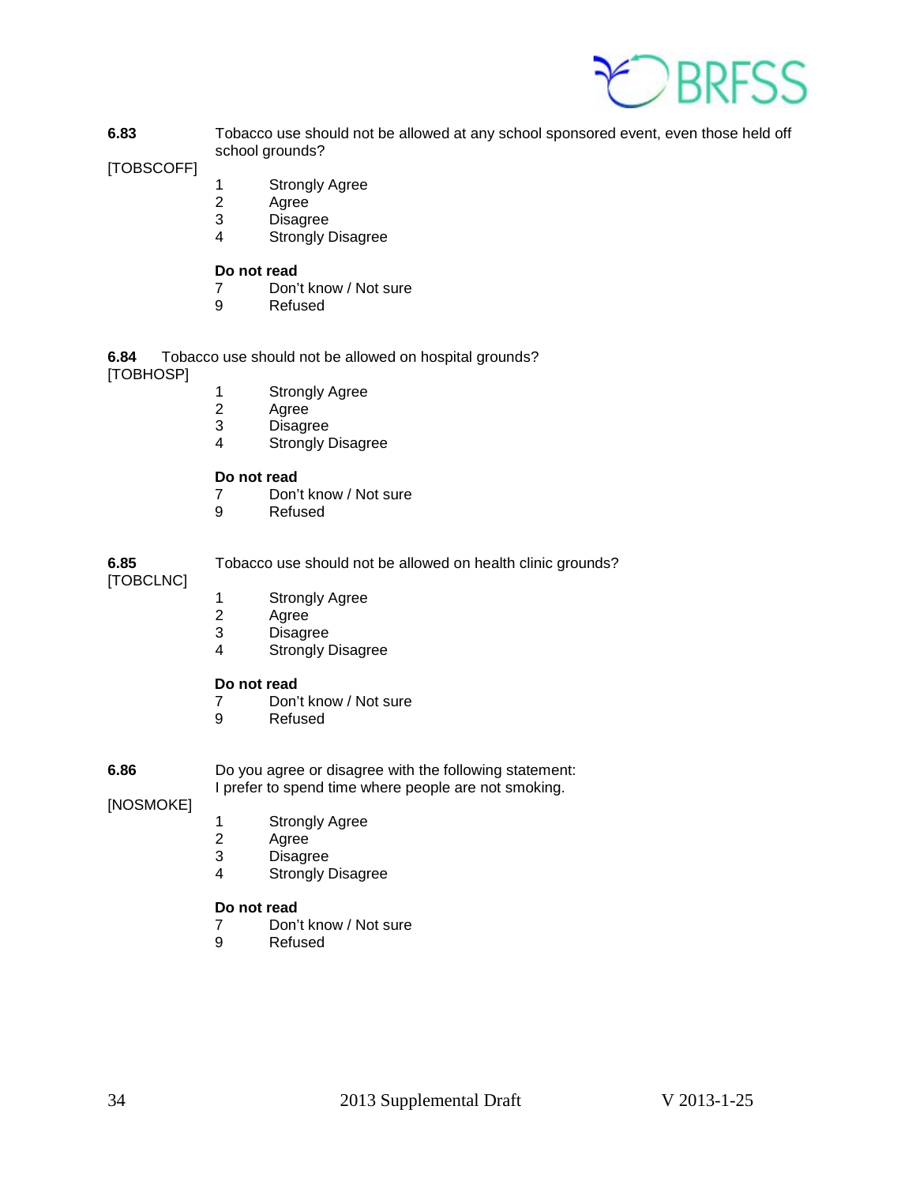**6.83** Tobacco use should not be allowed at any school sponsored event, even those held off school grounds?

[TOBSCOFF]

1 Strongly Agree
2 Agree
3 Disagree
4 Strongly Disagree

**Do not read**
7 Don't know / Not sure
9 Refused

**6.84** Tobacco use should not be allowed on hospital grounds?

[TOBHOSP]

1 Strongly Agree
2 Agree
3 Disagree
4 Strongly Disagree

**Do not read**
7 Don't know / Not sure
9 Refused

**6.85** Tobacco use should not be allowed on health clinic grounds?

[TOBCLNC]

1 Strongly Agree
2 Agree
3 Disagree
4 Strongly Disagree

**Do not read**
7 Don't know / Not sure
9 Refused

**6.86** Do you agree or disagree with the following statement:
I prefer to spend time where people are not smoking.

[NOSMOKE]

1 Strongly Agree
2 Agree
3 Disagree
4 Strongly Disagree

**Do not read**
7 Don't know / Not sure
9 Refused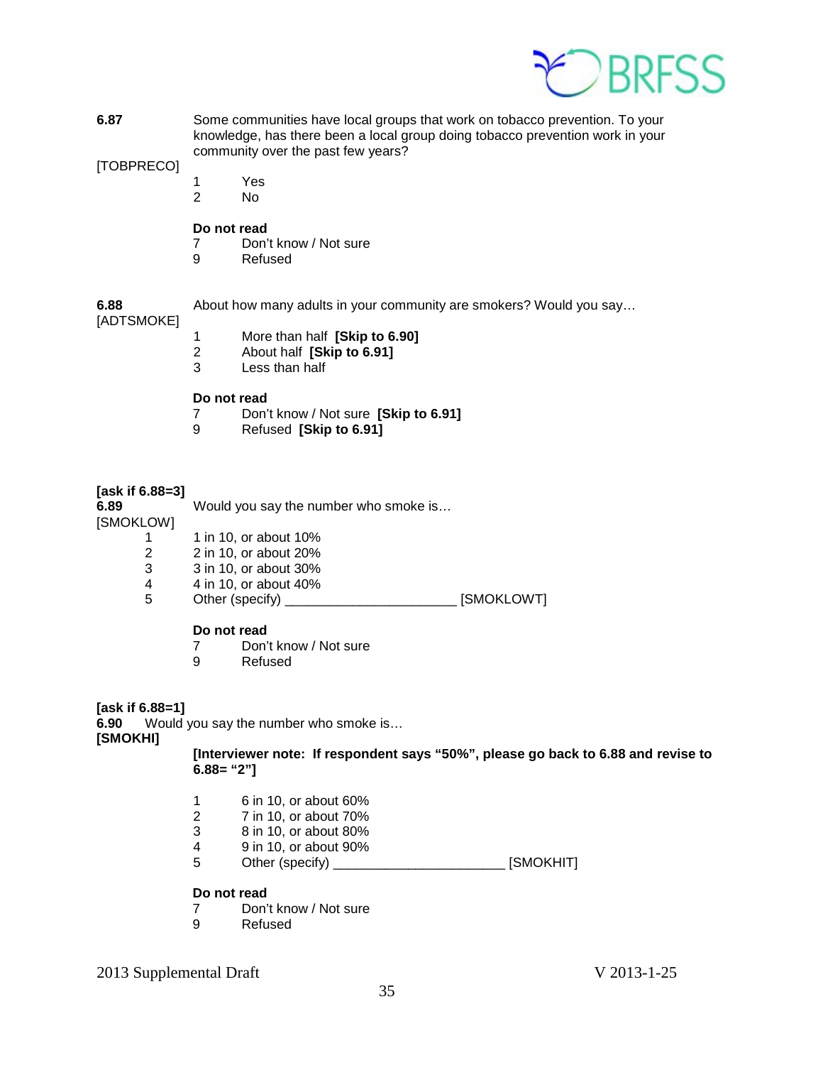**6.87** Some communities have local groups that work on tobacco prevention. To your knowledge, has there been a local group doing tobacco prevention work in your community over the past few years?

[TOBPRECO]

1 Yes
2 No

**Do not read**

7 Don't know / Not sure
9 Refused

**6.88** About how many adults in your community are smokers? Would you say…

[ADTSMOKE]

1 More than half **[Skip to 6.90]**
2 About half **[Skip to 6.91]**
3 Less than half

**Do not read**

7 Don't know / Not sure **[Skip to 6.91]**
9 Refused **[Skip to 6.91]**

**[ask if 6.88=3]**

**6.89** Would you say the number who smoke is…

[SMOKLOW]

1 1 in 10, or about 10%
2 2 in 10, or about 20%
3 3 in 10, or about 30%
4 4 in 10, or about 40%
5 Other (specify) ______________________ [SMOKLOWT]

**Do not read**

7 Don't know / Not sure
9 Refused

**[ask if 6.88=1]**

**6.90** Would you say the number who smoke is…

**[SMOKHI]**

**[Interviewer note: If respondent says "50%", please go back to 6.88 and revise to 6.88= "2"]**

1 6 in 10, or about 60%
2 7 in 10, or about 70%
3 8 in 10, or about 80%
4 9 in 10, or about 90%
5 Other (specify) ______________________ [SMOKHIT]

**Do not read**

7 Don't know / Not sure
9 Refused

2013 Supplemental Draft V 2013-1-25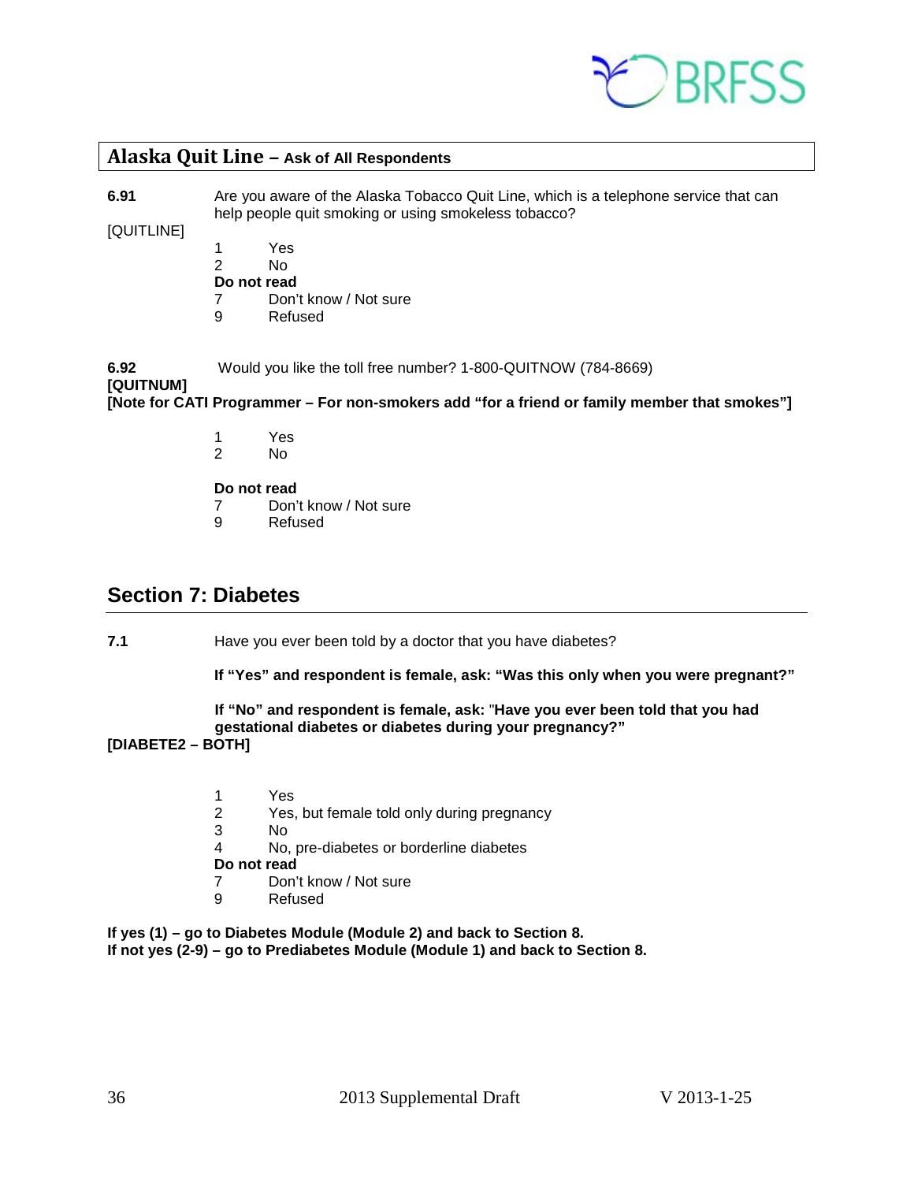## Alaska Quit Line – Ask of All Respondents

**6.91** Are you aware of the Alaska Tobacco Quit Line, which is a telephone service that can help people quit smoking or using smokeless tobacco?

[QUITLINE]

1 Yes
2 No
**Do not read**
7 Don't know / Not sure
9 Refused

**6.92** Would you like the toll free number? 1-800-QUITNOW (784-8669)
**[QUITNUM]**
**[Note for CATI Programmer – For non-smokers add "for a friend or family member that smokes"]**

1 Yes
2 No

**Do not read**
7 Don't know / Not sure
9 Refused

## Section 7: Diabetes

**7.1** Have you ever been told by a doctor that you have diabetes?

**If "Yes" and respondent is female, ask: "Was this only when you were pregnant?"**

**If "No" and respondent is female, ask: "Have you ever been told that you had gestational diabetes or diabetes during your pregnancy?"**
**[DIABETE2 – BOTH]**

1 Yes
2 Yes, but female told only during pregnancy
3 No
4 No, pre-diabetes or borderline diabetes
**Do not read**
7 Don't know / Not sure
9 Refused

**If yes (1) – go to Diabetes Module (Module 2) and back to Section 8.**
**If not yes (2-9) – go to Prediabetes Module (Module 1) and back to Section 8.**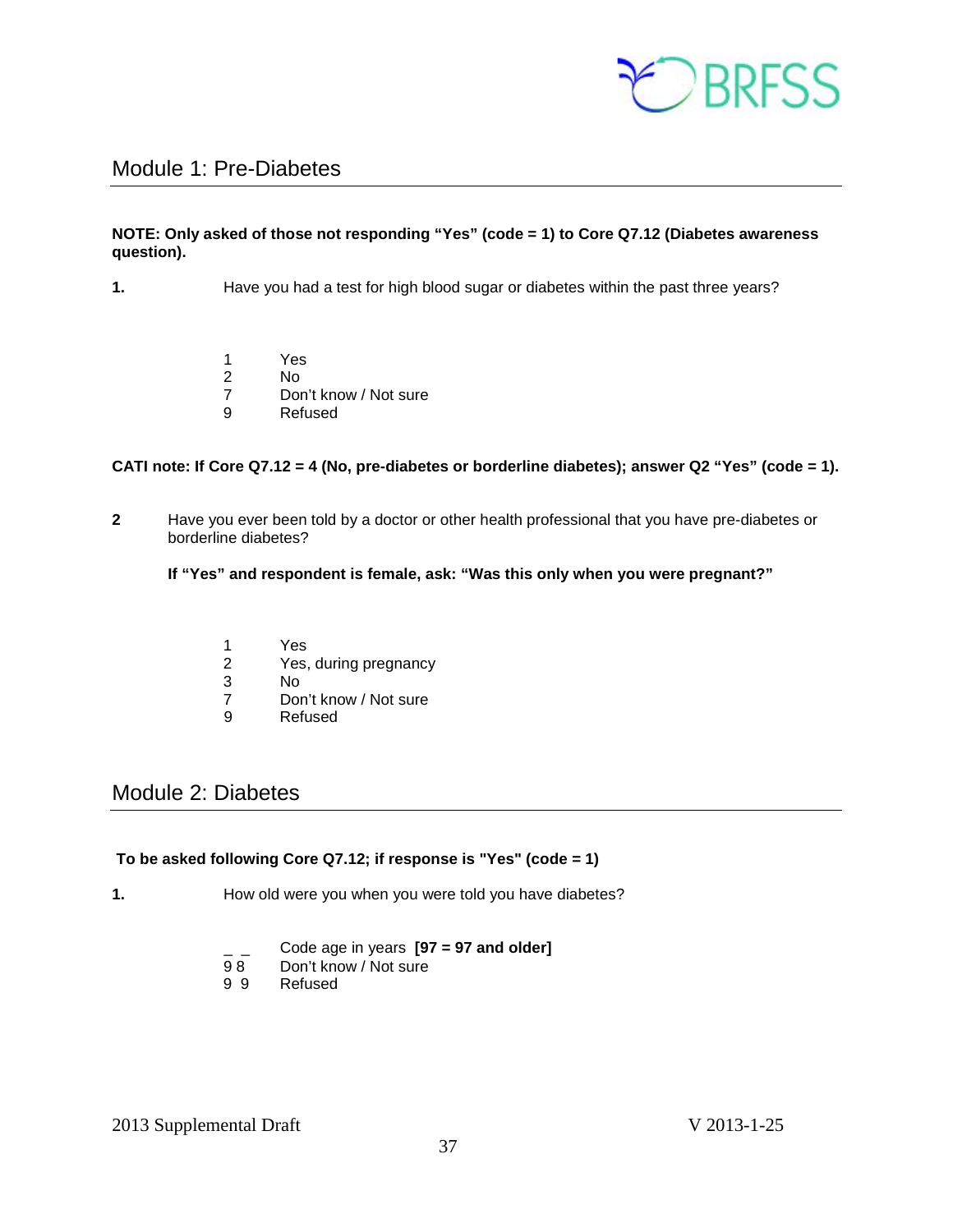## Module 1: Pre-Diabetes

**NOTE: Only asked of those not responding "Yes" (code = 1) to Core Q7.12 (Diabetes awareness question).**

**1.** Have you had a test for high blood sugar or diabetes within the past three years?

1 Yes
2 No
7 Don't know / Not sure
9 Refused

**CATI note: If Core Q7.12 = 4 (No, pre-diabetes or borderline diabetes); answer Q2 "Yes" (code = 1).**

**2** Have you ever been told by a doctor or other health professional that you have pre-diabetes or borderline diabetes?

**If "Yes" and respondent is female, ask: "Was this only when you were pregnant?"**

1 Yes
2 Yes, during pregnancy
3 No
7 Don't know / Not sure
9 Refused

## Module 2: Diabetes

**To be asked following Core Q7.12; if response is "Yes" (code = 1)**

**1.** How old were you when you were told you have diabetes?

_ _ Code age in years **[97 = 97 and older]**
9 8 Don't know / Not sure
9 9 Refused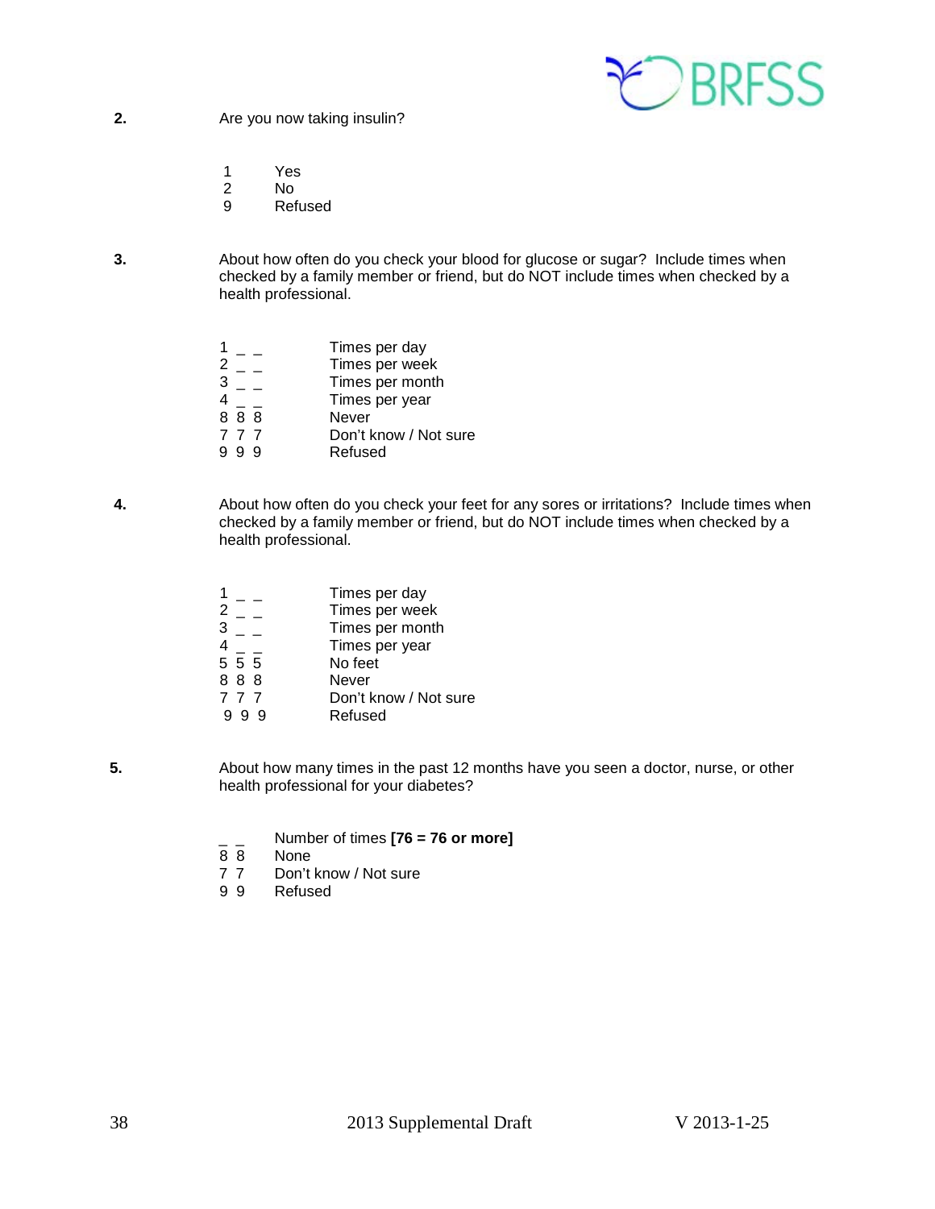**2.** Are you now taking insulin?

| | |
|---|---|
| 1 | Yes |
| 2 | No |
| 9 | Refused |

**3.** About how often do you check your blood for glucose or sugar? Include times when checked by a family member or friend, but do NOT include times when checked by a health professional.

| | |
|---|---|
| 1 _ _ | Times per day |
| 2 _ _ | Times per week |
| 3 _ _ | Times per month |
| 4 _ _ | Times per year |
| 8 8 8 | Never |
| 7 7 7 | Don't know / Not sure |
| 9 9 9 | Refused |

**4.** About how often do you check your feet for any sores or irritations? Include times when checked by a family member or friend, but do NOT include times when checked by a health professional.

| | |
|---|---|
| 1 _ _ | Times per day |
| 2 _ _ | Times per week |
| 3 _ _ | Times per month |
| 4 _ _ | Times per year |
| 5 5 5 | No feet |
| 8 8 8 | Never |
| 7 7 7 | Don't know / Not sure |
| 9 9 9 | Refused |

**5.** About how many times in the past 12 months have you seen a doctor, nurse, or other health professional for your diabetes?

| | |
|---|---|
| _ _ | Number of times **[76 = 76 or more]** |
| 8 8 | None |
| 7 7 | Don't know / Not sure |
| 9 9 | Refused |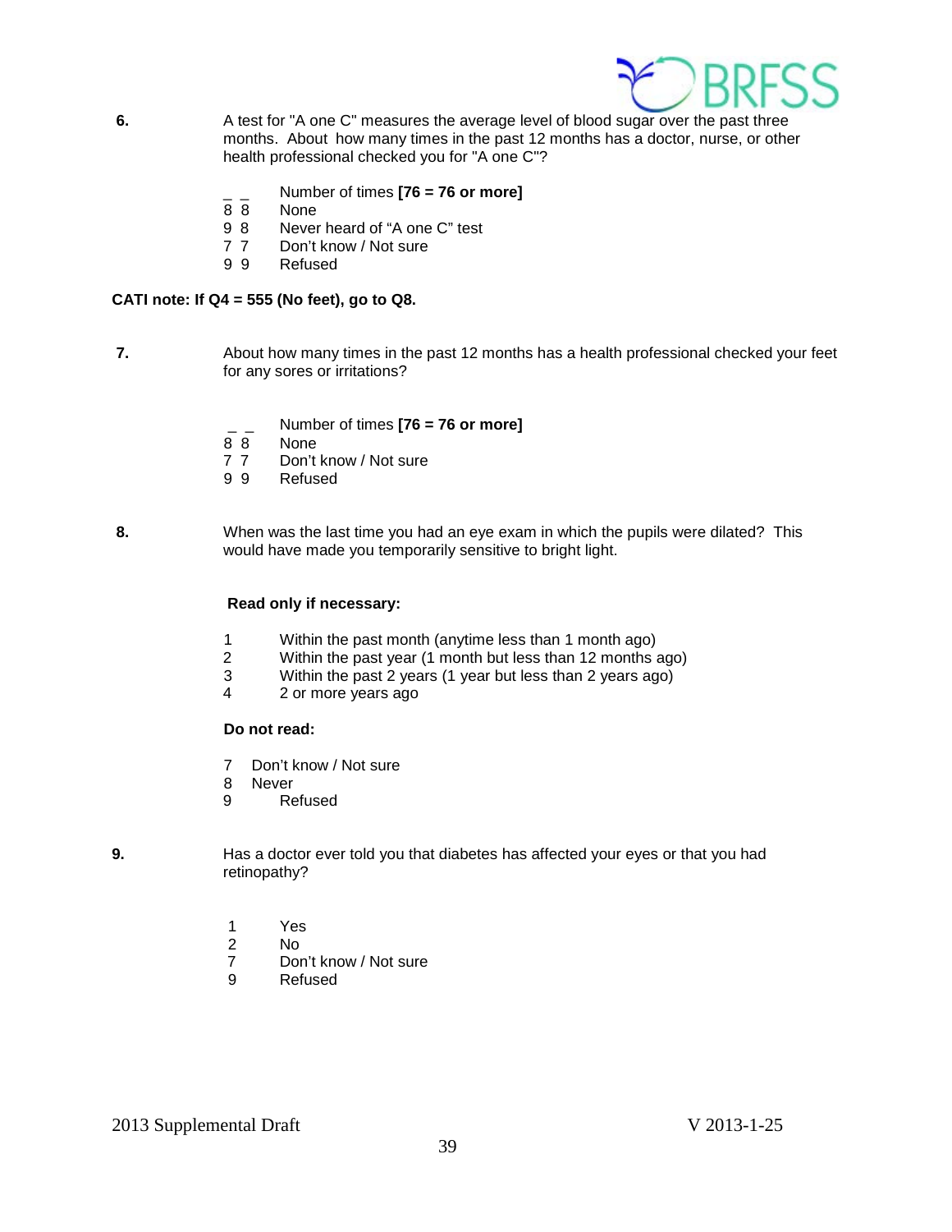**6.** A test for "A one C" measures the average level of blood sugar over the past three months. About how many times in the past 12 months has a doctor, nurse, or other health professional checked you for "A one C"?

_ _ Number of times **[76 = 76 or more]**
8 8 None
9 8 Never heard of "A one C" test
7 7 Don't know / Not sure
9 9 Refused

**CATI note: If Q4 = 555 (No feet), go to Q8.**

**7.** About how many times in the past 12 months has a health professional checked your feet for any sores or irritations?

_ _ Number of times **[76 = 76 or more]**
8 8 None
7 7 Don't know / Not sure
9 9 Refused

**8.** When was the last time you had an eye exam in which the pupils were dilated? This would have made you temporarily sensitive to bright light.

**Read only if necessary:**

1 Within the past month (anytime less than 1 month ago)
2 Within the past year (1 month but less than 12 months ago)
3 Within the past 2 years (1 year but less than 2 years ago)
4 2 or more years ago

**Do not read:**

7 Don't know / Not sure
8 Never
9 Refused

**9.** Has a doctor ever told you that diabetes has affected your eyes or that you had retinopathy?

1 Yes
2 No
7 Don't know / Not sure
9 Refused

2013 Supplemental Draft V 2013-1-25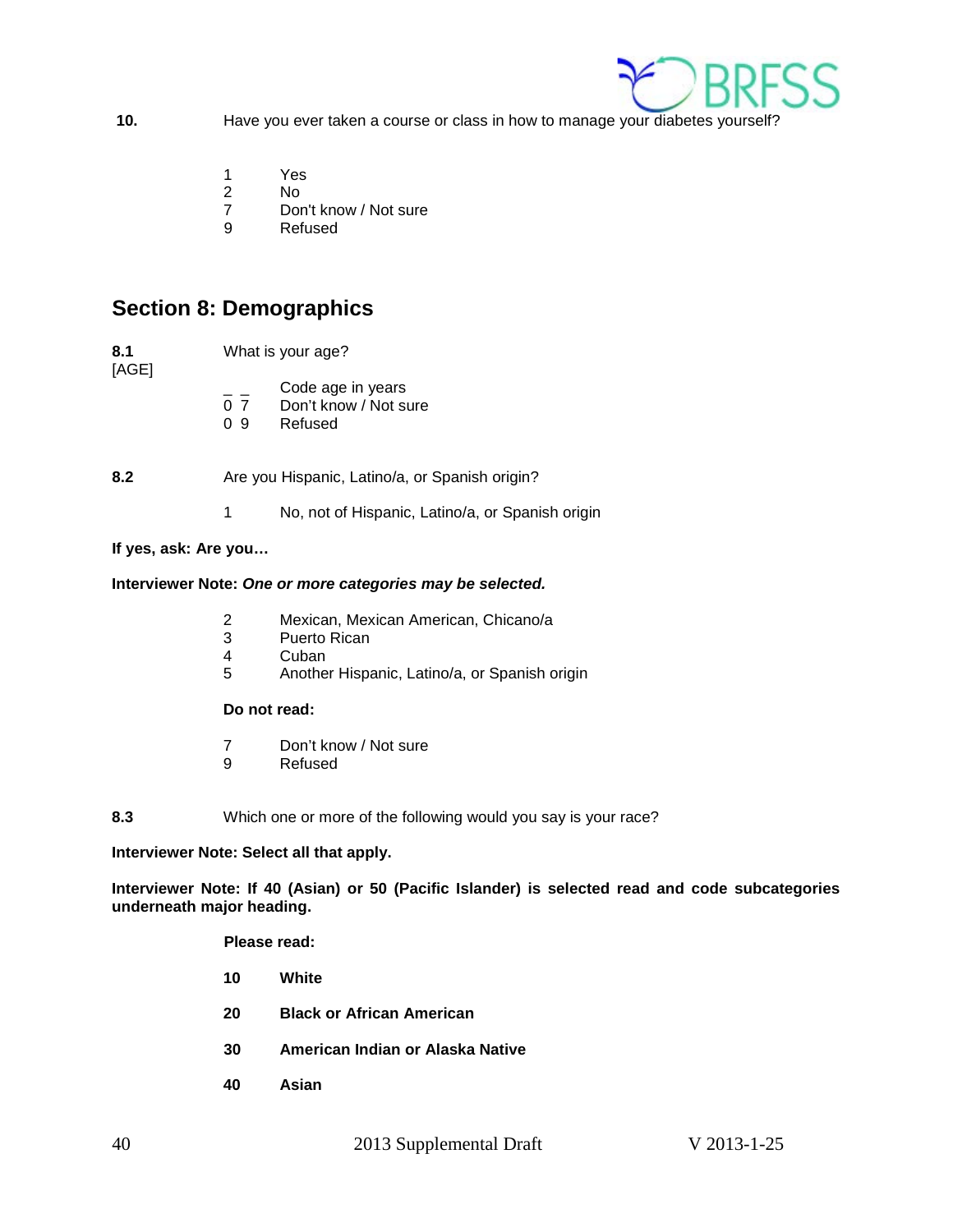**10.** Have you ever taken a course or class in how to manage your diabetes yourself?

1 Yes
2 No
7 Don't know / Not sure
9 Refused

## Section 8: Demographics

**8.1** [AGE] What is your age?

_ _ Code age in years
0 7 Don't know / Not sure
0 9 Refused

**8.2** Are you Hispanic, Latino/a, or Spanish origin?

1 No, not of Hispanic, Latino/a, or Spanish origin

**If yes, ask: Are you…**

**Interviewer Note:** ***One or more categories may be selected.***

2 Mexican, Mexican American, Chicano/a
3 Puerto Rican
4 Cuban
5 Another Hispanic, Latino/a, or Spanish origin

**Do not read:**

7 Don't know / Not sure
9 Refused

**8.3** Which one or more of the following would you say is your race?

**Interviewer Note: Select all that apply.**

**Interviewer Note: If 40 (Asian) or 50 (Pacific Islander) is selected read and code subcategories underneath major heading.**

**Please read:**

**10 White**

**20 Black or African American**

**30 American Indian or Alaska Native**

**40 Asian**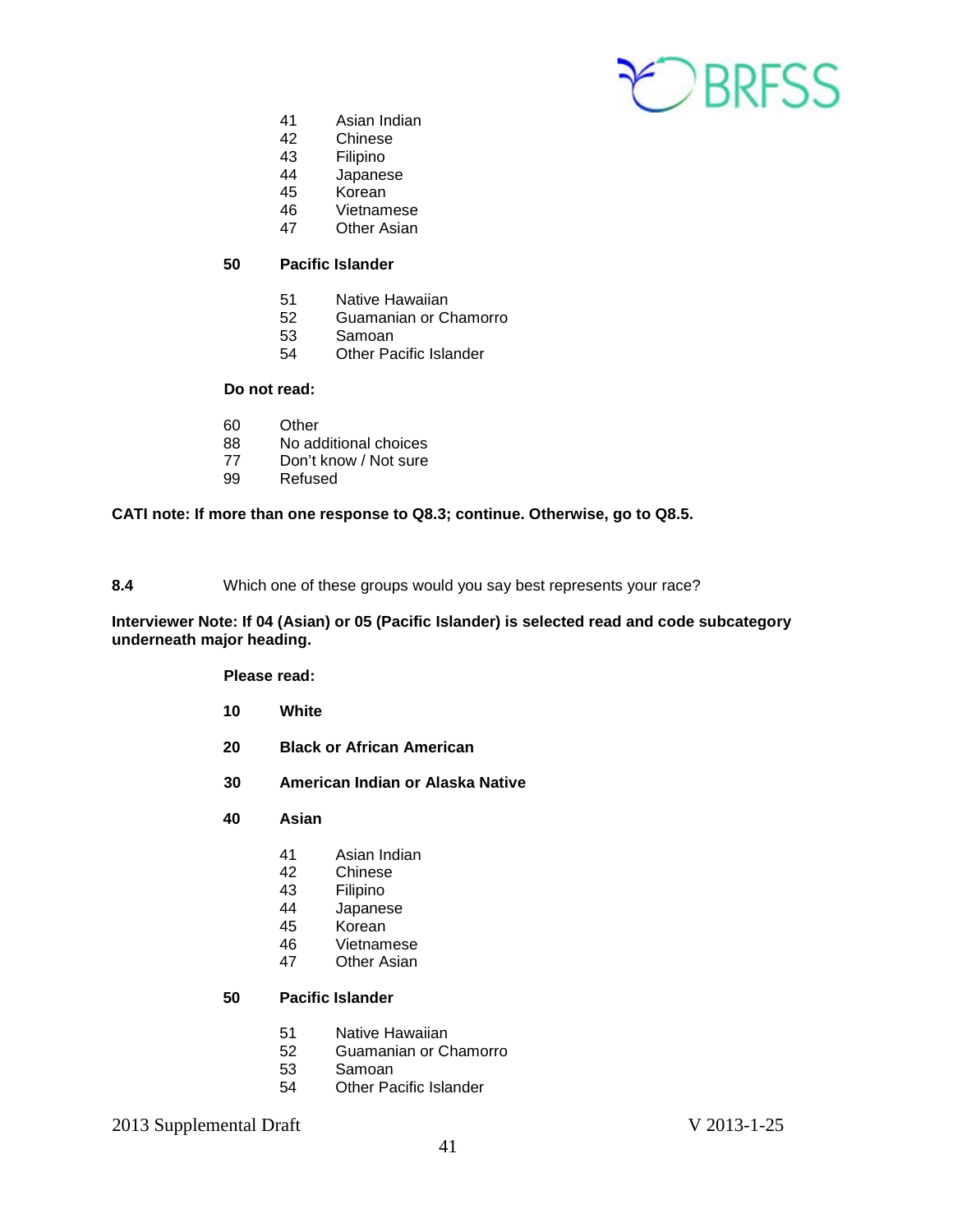- 41 Asian Indian
- 42 Chinese
- 43 Filipino
- 44 Japanese
- 45 Korean
- 46 Vietnamese
- 47 Other Asian

**50 Pacific Islander**

- 51 Native Hawaiian
- 52 Guamanian or Chamorro
- 53 Samoan
- 54 Other Pacific Islander

**Do not read:**

- 60 Other
- 88 No additional choices
- 77 Don't know / Not sure
- 99 Refused

**CATI note: If more than one response to Q8.3; continue. Otherwise, go to Q8.5.**

**8.4** Which one of these groups would you say best represents your race?

**Interviewer Note: If 04 (Asian) or 05 (Pacific Islander) is selected read and code subcategory underneath major heading.**

**Please read:**

**10 White**

**20 Black or African American**

**30 American Indian or Alaska Native**

**40 Asian**

- 41 Asian Indian
- 42 Chinese
- 43 Filipino
- 44 Japanese
- 45 Korean
- 46 Vietnamese
- 47 Other Asian

**50 Pacific Islander**

- 51 Native Hawaiian
- 52 Guamanian or Chamorro
- 53 Samoan
- 54 Other Pacific Islander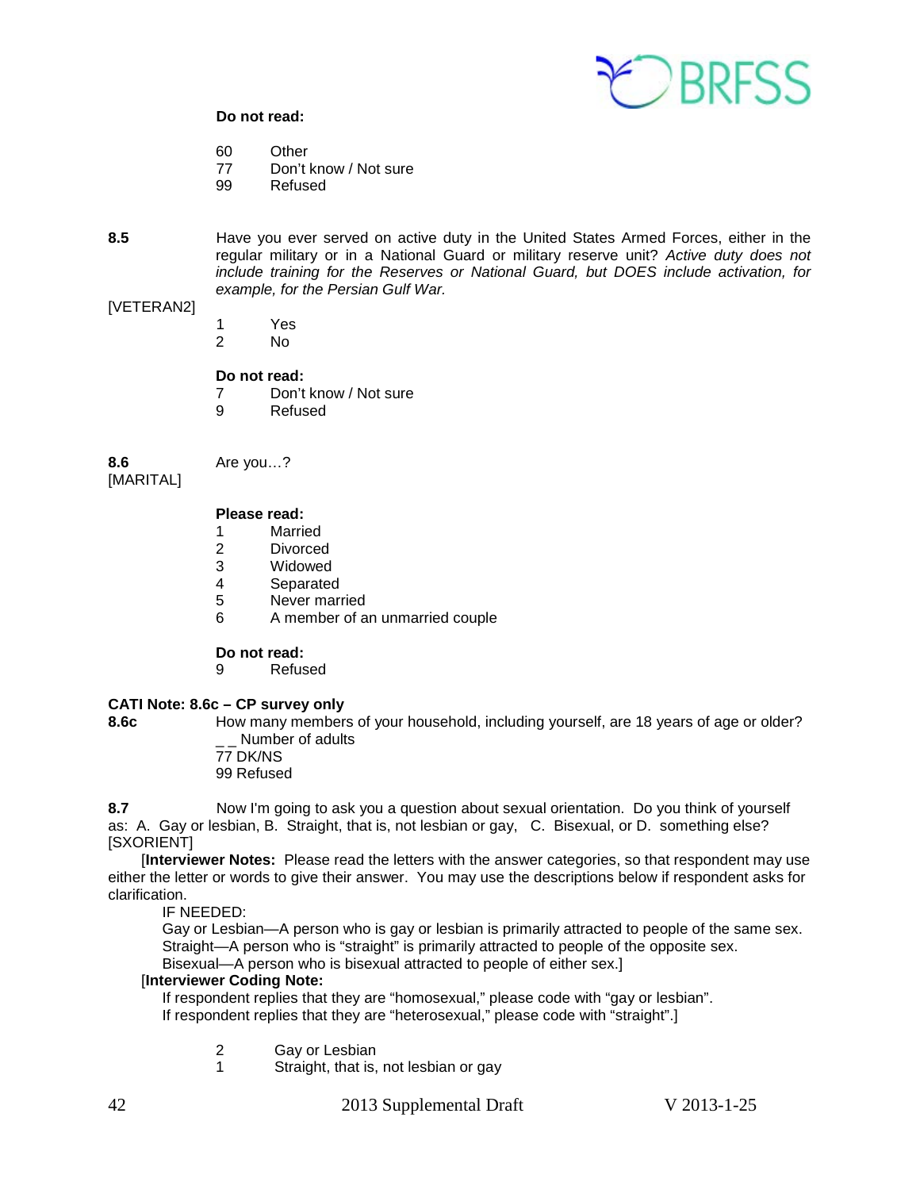**Do not read:**

60 Other
77 Don't know / Not sure
99 Refused

**8.5** Have you ever served on active duty in the United States Armed Forces, either in the regular military or in a National Guard or military reserve unit? *Active duty does not include training for the Reserves or National Guard, but DOES include activation, for example, for the Persian Gulf War.*

[VETERAN2]

1 Yes
2 No

**Do not read:**
7 Don't know / Not sure
9 Refused

**8.6** Are you…?
[MARITAL]

**Please read:**
1 Married
2 Divorced
3 Widowed
4 Separated
5 Never married
6 A member of an unmarried couple

**Do not read:**
9 Refused

**CATI Note: 8.6c – CP survey only**

**8.6c** How many members of your household, including yourself, are 18 years of age or older?
_ _ Number of adults
77 DK/NS
99 Refused

**8.7** Now I'm going to ask you a question about sexual orientation. Do you think of yourself as: A. Gay or lesbian, B. Straight, that is, not lesbian or gay, C. Bisexual, or D. something else?
[SXORIENT]

[**Interviewer Notes:** Please read the letters with the answer categories, so that respondent may use either the letter or words to give their answer. You may use the descriptions below if respondent asks for clarification.

IF NEEDED:
Gay or Lesbian—A person who is gay or lesbian is primarily attracted to people of the same sex.
Straight—A person who is "straight" is primarily attracted to people of the opposite sex.
Bisexual—A person who is bisexual attracted to people of either sex.]

[**Interviewer Coding Note:**
If respondent replies that they are "homosexual," please code with "gay or lesbian".
If respondent replies that they are "heterosexual," please code with "straight".]

2 Gay or Lesbian
1 Straight, that is, not lesbian or gay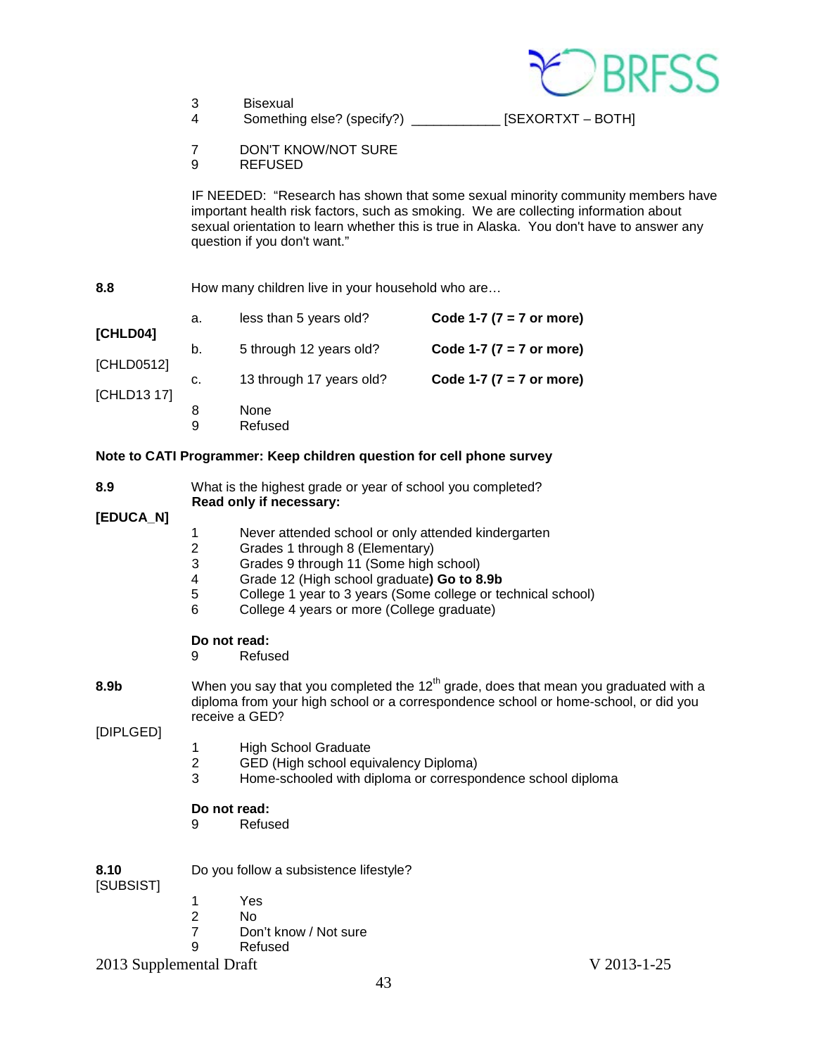3 Bisexual
4 Something else? (specify?) ____________ [SEXORTXT – BOTH]

7 DON'T KNOW/NOT SURE
9 REFUSED

IF NEEDED: "Research has shown that some sexual minority community members have important health risk factors, such as smoking. We are collecting information about sexual orientation to learn whether this is true in Alaska. You don't have to answer any question if you don't want."

**8.8** How many children live in your household who are…

| | | | |
|---|---|---|---|
| **[CHLD04]** | a. | less than 5 years old? | **Code 1-7 (7 = 7 or more)** |
| [CHLD0512] | b. | 5 through 12 years old? | **Code 1-7 (7 = 7 or more)** |
| [CHLD13 17] | c. | 13 through 17 years old? | **Code 1-7 (7 = 7 or more)** |

8 None
9 Refused

**Note to CATI Programmer: Keep children question for cell phone survey**

**8.9** What is the highest grade or year of school you completed?
**Read only if necessary:**

**[EDUCA_N]**

1 Never attended school or only attended kindergarten
2 Grades 1 through 8 (Elementary)
3 Grades 9 through 11 (Some high school)
4 Grade 12 (High school graduate**) Go to 8.9b**
5 College 1 year to 3 years (Some college or technical school)
6 College 4 years or more (College graduate)

**Do not read:**
9 Refused

**8.9b** When you say that you completed the 12th grade, does that mean you graduated with a diploma from your high school or a correspondence school or home-school, or did you receive a GED?

[DIPLGED]

1 High School Graduate
2 GED (High school equivalency Diploma)
3 Home-schooled with diploma or correspondence school diploma

**Do not read:**
9 Refused

**8.10** Do you follow a subsistence lifestyle?
[SUBSIST]

1 Yes
2 No
7 Don't know / Not sure
9 Refused

2013 Supplemental Draft V 2013-1-25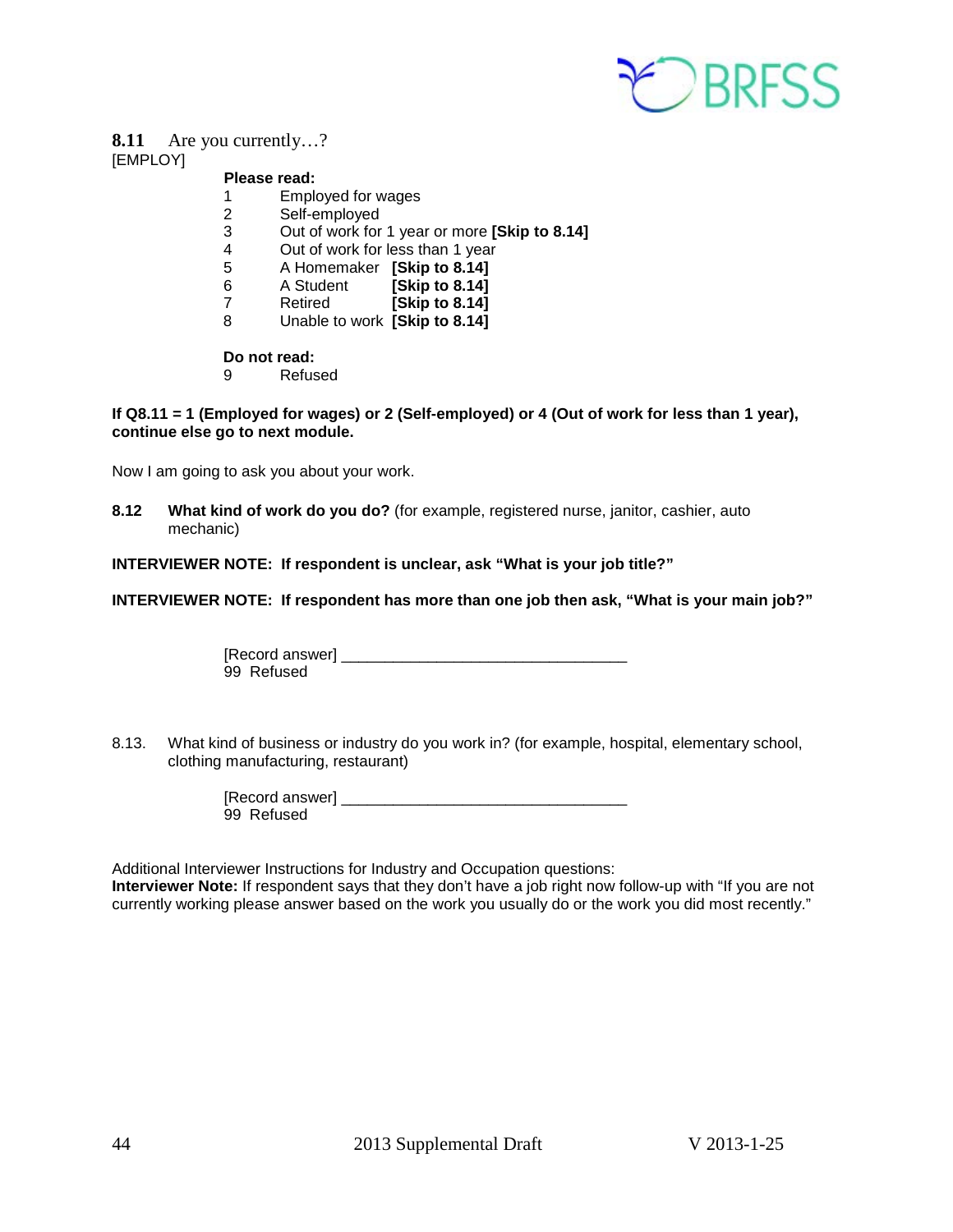**8.11** Are you currently…?
[EMPLOY]

**Please read:**

1 Employed for wages
2 Self-employed
3 Out of work for 1 year or more **[Skip to 8.14]**
4 Out of work for less than 1 year
5 A Homemaker **[Skip to 8.14]**
6 A Student **[Skip to 8.14]**
7 Retired **[Skip to 8.14]**
8 Unable to work **[Skip to 8.14]**

**Do not read:**

9 Refused

**If Q8.11 = 1 (Employed for wages) or 2 (Self-employed) or 4 (Out of work for less than 1 year), continue else go to next module.**

Now I am going to ask you about your work.

**8.12** **What kind of work do you do?** (for example, registered nurse, janitor, cashier, auto mechanic)

**INTERVIEWER NOTE: If respondent is unclear, ask "What is your job title?"**

**INTERVIEWER NOTE: If respondent has more than one job then ask, "What is your main job?"**

[Record answer] _________________________________
99 Refused

8.13. What kind of business or industry do you work in? (for example, hospital, elementary school, clothing manufacturing, restaurant)

[Record answer] _________________________________
99 Refused

Additional Interviewer Instructions for Industry and Occupation questions:
**Interviewer Note:** If respondent says that they don't have a job right now follow-up with "If you are not currently working please answer based on the work you usually do or the work you did most recently."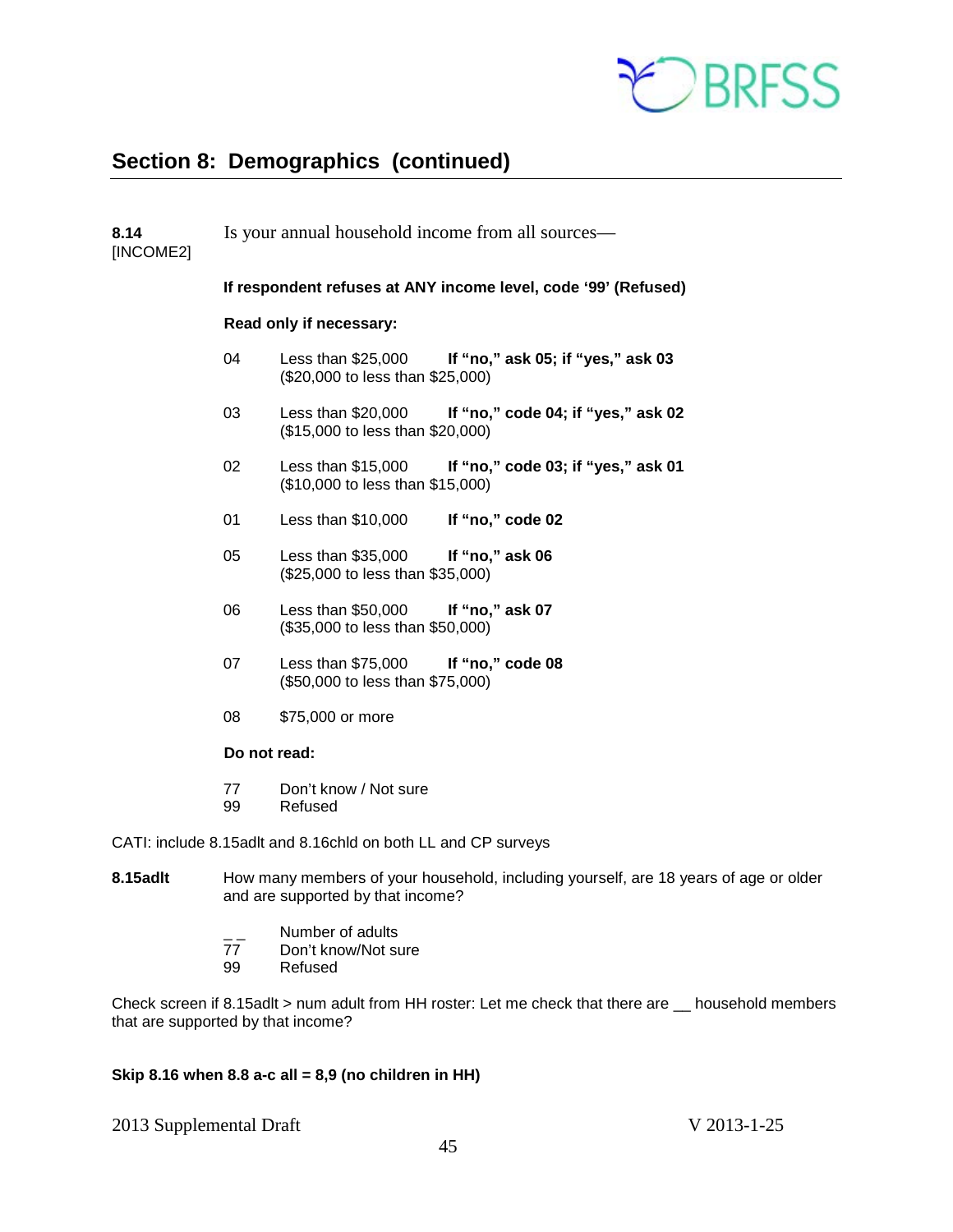## Section 8: Demographics (continued)

**8.14** [INCOME2] Is your annual household income from all sources—

**If respondent refuses at ANY income level, code '99' (Refused)**

**Read only if necessary:**

04 Less than $25,000 **If "no," ask 05; if "yes," ask 03**
($20,000 to less than $25,000)

03 Less than $20,000 **If "no," code 04; if "yes," ask 02**
($15,000 to less than $20,000)

02 Less than $15,000 **If "no," code 03; if "yes," ask 01**
($10,000 to less than $15,000)

01 Less than $10,000 **If "no," code 02**

05 Less than $35,000 **If "no," ask 06**
($25,000 to less than $35,000)

06 Less than $50,000 **If "no," ask 07**
($35,000 to less than $50,000)

07 Less than $75,000 **If "no," code 08**
($50,000 to less than $75,000)

08 $75,000 or more

**Do not read:**

77 Don't know / Not sure
99 Refused

CATI: include 8.15adlt and 8.16chld on both LL and CP surveys

**8.15adlt** How many members of your household, including yourself, are 18 years of age or older and are supported by that income?

_ _ Number of adults
77 Don't know/Not sure
99 Refused

Check screen if 8.15adlt > num adult from HH roster: Let me check that there are __ household members that are supported by that income?

**Skip 8.16 when 8.8 a-c all = 8,9 (no children in HH)**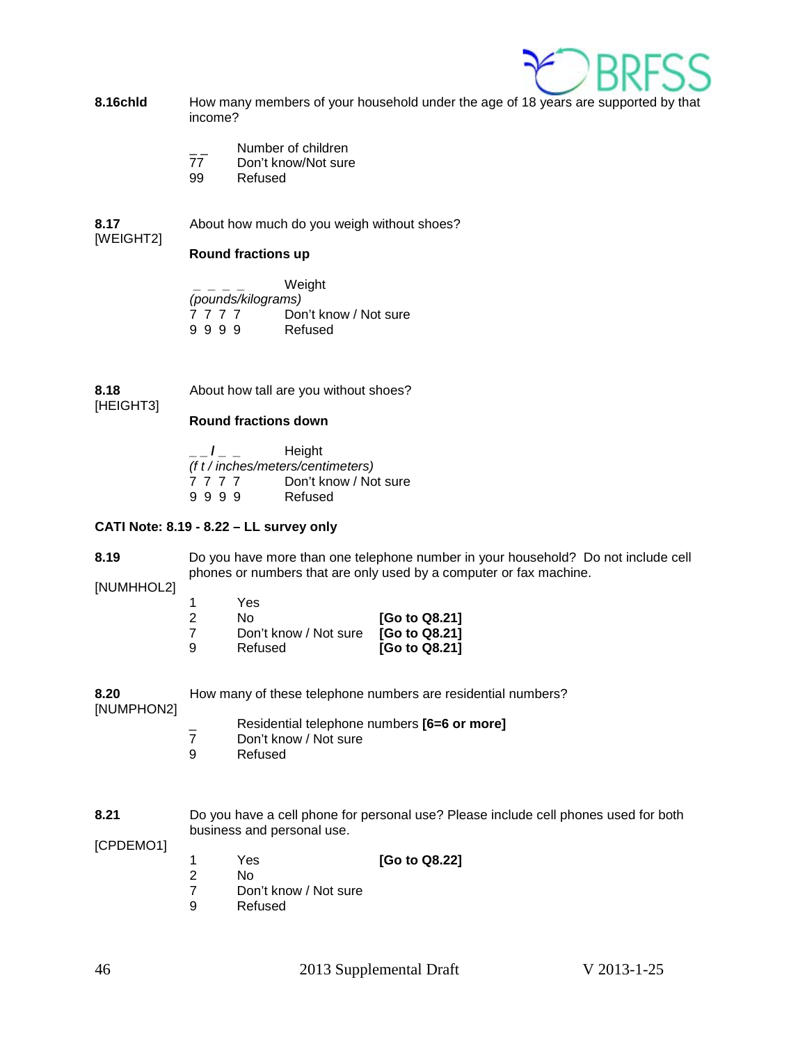**8.16chld** How many members of your household under the age of 18 years are supported by that income?

| | |
|---|---|
| _ _ | Number of children |
| 77 | Don't know/Not sure |
| 99 | Refused |

**8.17**
[WEIGHT2]

About how much do you weigh without shoes?

**Round fractions up**

| | |
|---|---|
| _ _ _ _ *(pounds/kilograms)* | Weight |
| 7 7 7 7 | Don't know / Not sure |
| 9 9 9 9 | Refused |

**8.18**
[HEIGHT3]

About how tall are you without shoes?

**Round fractions down**

| | |
|---|---|
| _ _ **/** _ _ *(f t / inches/meters/centimeters)* | Height |
| 7 7 7 7 | Don't know / Not sure |
| 9 9 9 9 | Refused |

**CATI Note: 8.19 - 8.22 – LL survey only**

**8.19**
[NUMHHOL2]

Do you have more than one telephone number in your household? Do not include cell phones or numbers that are only used by a computer or fax machine.

| | | |
|---|---|---|
| 1 | Yes | |
| 2 | No | **[Go to Q8.21]** |
| 7 | Don't know / Not sure | **[Go to Q8.21]** |
| 9 | Refused | **[Go to Q8.21]** |

**8.20**
[NUMPHON2]

How many of these telephone numbers are residential numbers?

| | |
|---|---|
| _ | Residential telephone numbers **[6=6 or more]** |
| 7 | Don't know / Not sure |
| 9 | Refused |

**8.21**
[CPDEMO1]

Do you have a cell phone for personal use? Please include cell phones used for both business and personal use.

| | | |
|---|---|---|
| 1 | Yes | **[Go to Q8.22]** |
| 2 | No | |
| 7 | Don't know / Not sure | |
| 9 | Refused | |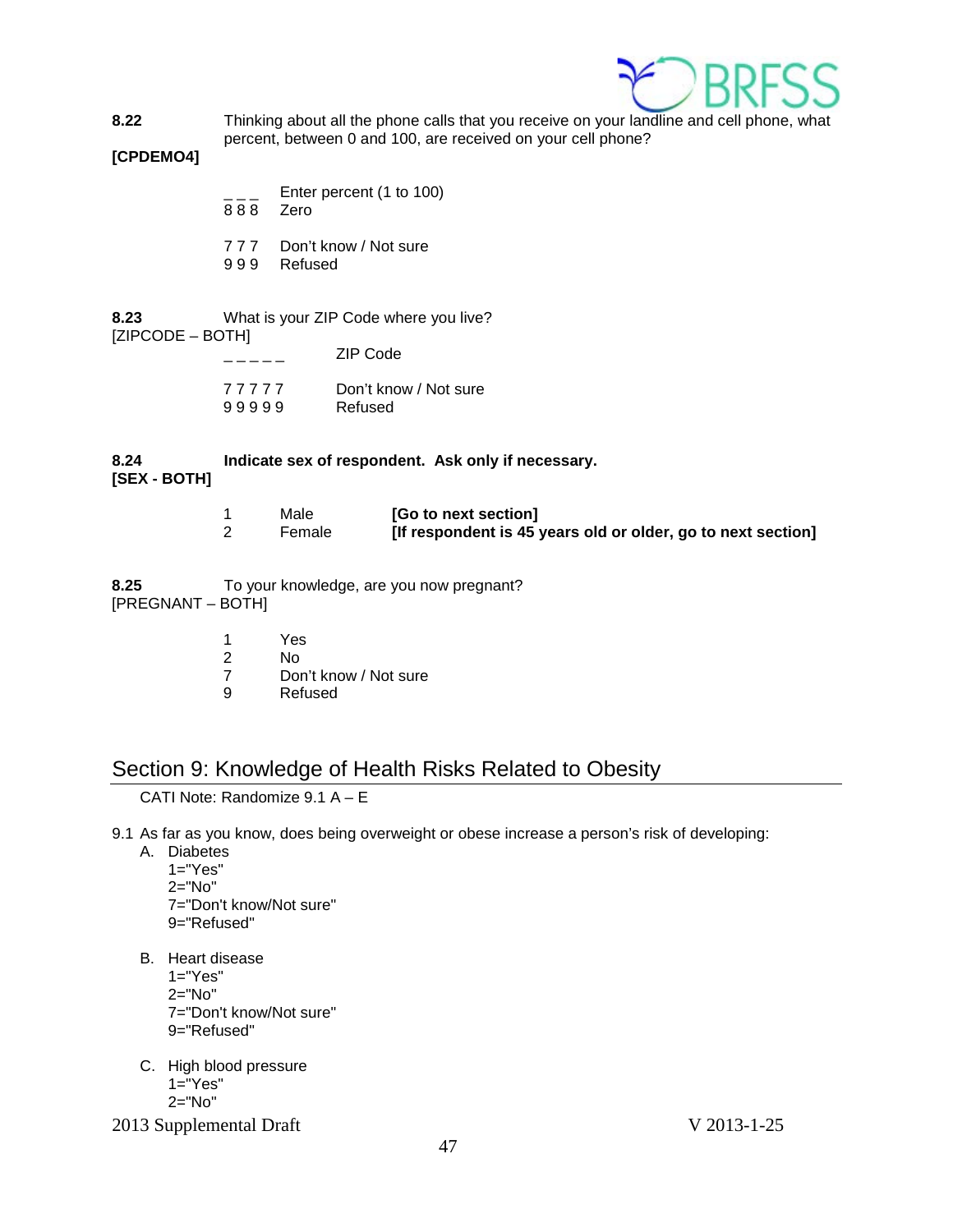**8.22** Thinking about all the phone calls that you receive on your landline and cell phone, what percent, between 0 and 100, are received on your cell phone?

**[CPDEMO4]**

_ _ _ Enter percent (1 to 100)
8 8 8 Zero

7 7 7 Don't know / Not sure
9 9 9 Refused

**8.23** What is your ZIP Code where you live?
[ZIPCODE – BOTH]

_ _ _ _ _ ZIP Code

7 7 7 7 7 Don't know / Not sure
9 9 9 9 9 Refused

**8.24** **Indicate sex of respondent. Ask only if necessary.**
**[SEX - BOTH]**

1 Male **[Go to next section]**
2 Female **[If respondent is 45 years old or older, go to next section]**

**8.25** To your knowledge, are you now pregnant?
[PREGNANT – BOTH]

1 Yes
2 No
7 Don't know / Not sure
9 Refused

## Section 9: Knowledge of Health Risks Related to Obesity

CATI Note: Randomize 9.1 A – E

9.1 As far as you know, does being overweight or obese increase a person's risk of developing:

A. Diabetes
   1="Yes"
   2="No"
   7="Don't know/Not sure"
   9="Refused"

B. Heart disease
   1="Yes"
   2="No"
   7="Don't know/Not sure"
   9="Refused"

C. High blood pressure
   1="Yes"
   2="No"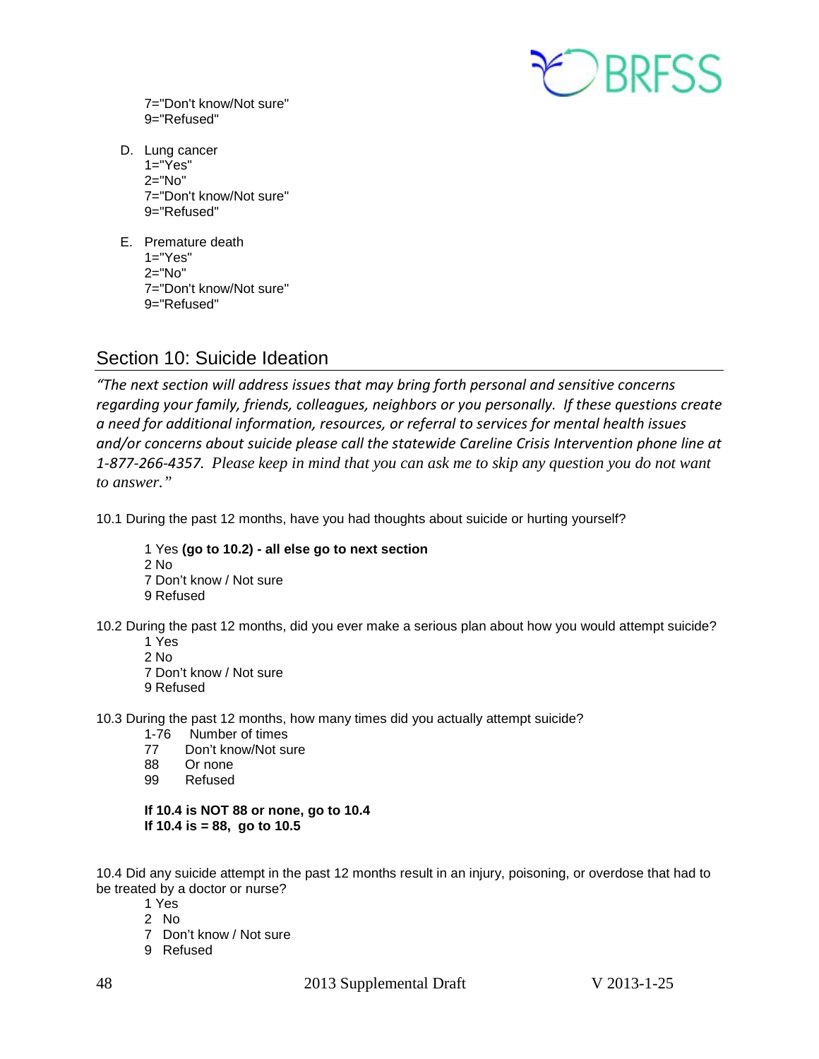7="Don't know/Not sure"
9="Refused"

D. Lung cancer
1="Yes"
2="No"
7="Don't know/Not sure"
9="Refused"

E. Premature death
1="Yes"
2="No"
7="Don't know/Not sure"
9="Refused"

## Section 10: Suicide Ideation

*"The next section will address issues that may bring forth personal and sensitive concerns regarding your family, friends, colleagues, neighbors or you personally. If these questions create a need for additional information, resources, or referral to services for mental health issues and/or concerns about suicide please call the statewide Careline Crisis Intervention phone line at 1-877-266-4357. Please keep in mind that you can ask me to skip any question you do not want to answer."*

10.1 During the past 12 months, have you had thoughts about suicide or hurting yourself?

1 Yes **(go to 10.2) - all else go to next section**
2 No
7 Don't know / Not sure
9 Refused

10.2 During the past 12 months, did you ever make a serious plan about how you would attempt suicide?
1 Yes
2 No
7 Don't know / Not sure
9 Refused

10.3 During the past 12 months, how many times did you actually attempt suicide?
1-76 Number of times
77 Don't know/Not sure
88 Or none
99 Refused

**If 10.4 is NOT 88 or none, go to 10.4**
**If 10.4 is = 88, go to 10.5**

10.4 Did any suicide attempt in the past 12 months result in an injury, poisoning, or overdose that had to be treated by a doctor or nurse?
1 Yes
2 No
7 Don't know / Not sure
9 Refused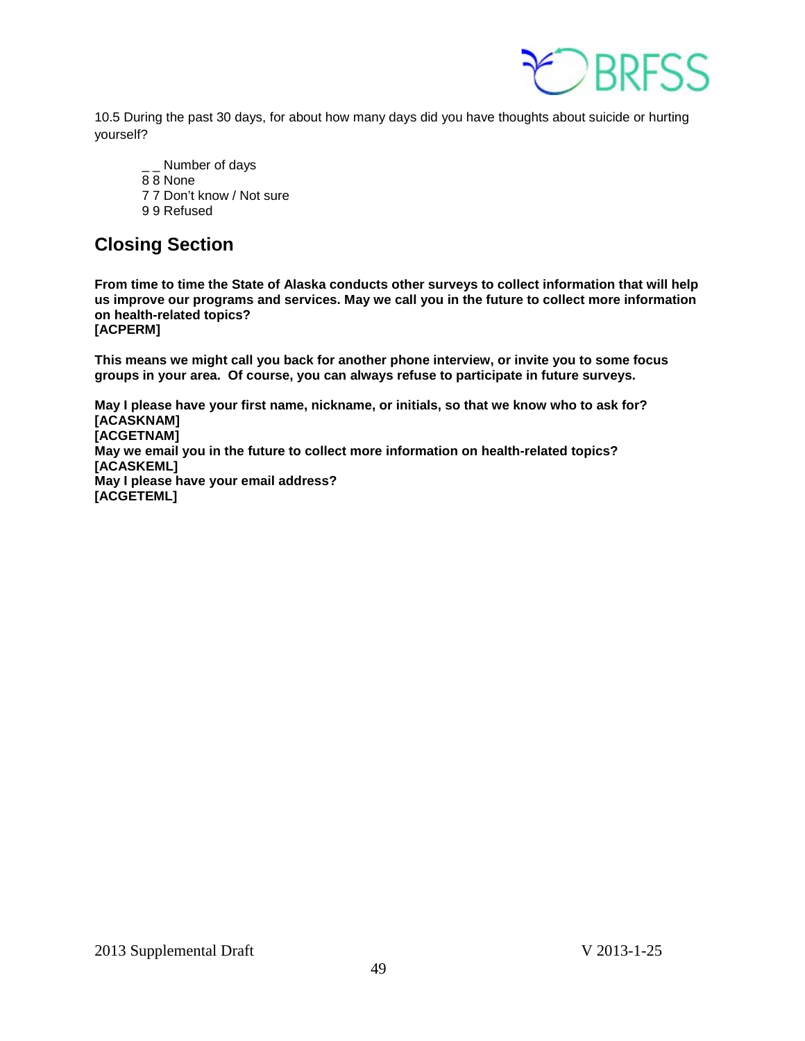10.5 During the past 30 days, for about how many days did you have thoughts about suicide or hurting yourself?

_ _ Number of days
8 8 None
7 7 Don't know / Not sure
9 9 Refused

## Closing Section

**From time to time the State of Alaska conducts other surveys to collect information that will help us improve our programs and services. May we call you in the future to collect more information on health-related topics?**
**[ACPERM]**

**This means we might call you back for another phone interview, or invite you to some focus groups in your area. Of course, you can always refuse to participate in future surveys.**

**May I please have your first name, nickname, or initials, so that we know who to ask for?**
**[ACASKNAM]**
**[ACGETNAM]**
**May we email you in the future to collect more information on health-related topics?**
**[ACASKEML]**
**May I please have your email address?**
**[ACGETEML]**